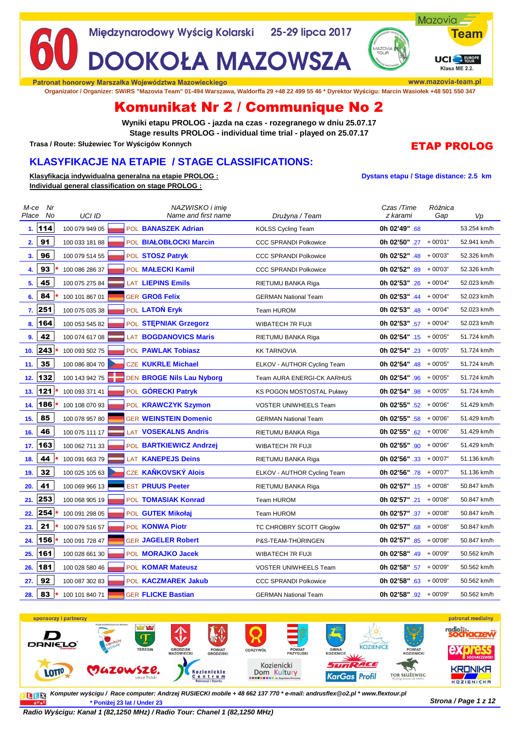# 60 Międzynarodowy Wyścig Kolarski 25-29 lipca 2017 DOOKOŁA MAZOWSZA

Mazovia Team — UCI Europe Tour — Klasa ME 2.2.

Patronat honorowy Marszałka Województwa Mazowieckiego — www.mazovia-team.pl

Organizator / Organizer: SWiRS "Mazovia Team" 01-494 Warszawa, Waldorffa 29 +48 22 499 55 46 * Dyrektor Wyścigu: Marcin Wasiołek +48 501 550 347

## Komunikat Nr 2 / Communique No 2

**Wyniki etapu PROLOG - jazda na czas - rozegranego w dniu 25.07.17**
**Stage results PROLOG - individual time trial - played on 25.07.17**

**Trasa / Route: Służewiec Tor Wyścigów Konnych**

**ETAP PROLOG**

## KLASYFIKACJE NA ETAPIE / STAGE CLASSIFICATIONS:

**Klasyfikacja indywidualna generalna na etapie PROLOG :**
**Individual general classification on stage PROLOG :**

**Dystans etapu / Stage distance: 2.5 km**

| M-ce Place | Nr No | | UCI ID | | NAZWISKO i imię Name and first name | Drużyna / Team | Czas /Time z karami | Różnica Gap | Vp |
|---|---|---|---|---|---|---|---|---|---|
| 1. | 114 | | 100 079 949 05 | POL | BANASZEK Adrian | KOLSS Cycling Team | 0h 02'49" .68 | | 53.254 km/h |
| 2. | 91 | | 100 033 181 88 | POL | BIAŁOBŁOCKI Marcin | CCC SPRANDI Polkowice | 0h 02'50" .27 | + 00'01" | 52.941 km/h |
| 3. | 96 | | 100 079 514 55 | POL | STOSZ Patryk | CCC SPRANDI Polkowice | 0h 02'52" .48 | + 00'03" | 52.326 km/h |
| 4. | 93 | * | 100 086 286 37 | POL | MAŁECKI Kamil | CCC SPRANDI Polkowice | 0h 02'52" .89 | + 00'03" | 52.326 km/h |
| 5. | 45 | | 100 075 275 84 | LAT | LIEPINS Emils | RIETUMU BANKA Riga | 0h 02'53" .26 | + 00'04" | 52.023 km/h |
| 6. | 84 | * | 100 101 867 01 | GER | GROß Felix | GERMAN National Team | 0h 02'53" .44 | + 00'04" | 52.023 km/h |
| 7. | 251 | | 100 075 035 38 | POL | LATOŃ Eryk | Team HUROM | 0h 02'53" .48 | + 00'04" | 52.023 km/h |
| 8. | 164 | | 100 053 545 82 | POL | STĘPNIAK Grzegorz | WIBATECH 7R FUJI | 0h 02'53" .57 | + 00'04" | 52.023 km/h |
| 9. | 42 | | 100 074 617 08 | LAT | BOGDANOVICS Maris | RIETUMU BANKA Riga | 0h 02'54" .15 | + 00'05" | 51.724 km/h |
| 10. | 243 | * | 100 093 502 75 | POL | PAWLAK Tobiasz | KK TARNOVIA | 0h 02'54" .23 | + 00'05" | 51.724 km/h |
| 11. | 35 | | 100 086 804 70 | CZE | KUKRLE Michael | ELKOV - AUTHOR Cycling Team | 0h 02'54" .48 | + 00'05" | 51.724 km/h |
| 12. | 132 | | 100 143 942 75 | DEN | BROGE Nils Lau Nyborg | Team AURA ENERGI-CK AARHUS | 0h 02'54" .96 | + 00'05" | 51.724 km/h |
| 13. | 121 | * | 100 093 371 41 | POL | GÓRECKI Patryk | KS POGON MOSTOSTAL Puławy | 0h 02'54" .98 | + 00'05" | 51.724 km/h |
| 14. | 186 | * | 100 108 070 93 | POL | KRAWCZYK Szymon | VOSTER UNIWHEELS Team | 0h 02'55" .52 | + 00'06" | 51.429 km/h |
| 15. | 85 | | 100 078 957 80 | GER | WEINSTEIN Domenic | GERMAN National Team | 0h 02'55" .58 | + 00'06" | 51.429 km/h |
| 16. | 46 | | 100 075 111 17 | LAT | VOSEKALNS Andris | RIETUMU BANKA Riga | 0h 02'55" .62 | + 00'06" | 51.429 km/h |
| 17. | 163 | | 100 062 711 33 | POL | BARTKIEWICZ Andrzej | WIBATECH 7R FUJI | 0h 02'55" .90 | + 00'06" | 51.429 km/h |
| 18. | 44 | * | 100 091 663 79 | LAT | KANEPEJS Deins | RIETUMU BANKA Riga | 0h 02'56" .33 | + 00'07" | 51.136 km/h |
| 19. | 32 | | 100 025 105 63 | CZE | KAŇKOVSKÝ Alois | ELKOV - AUTHOR Cycling Team | 0h 02'56" .78 | + 00'07" | 51.136 km/h |
| 20. | 41 | | 100 069 966 13 | EST | PRUUS Peeter | RIETUMU BANKA Riga | 0h 02'57" .15 | + 00'08" | 50.847 km/h |
| 21. | 253 | | 100 068 905 19 | POL | TOMASIAK Konrad | Team HUROM | 0h 02'57" .21 | + 00'08" | 50.847 km/h |
| 22. | 254 | * | 100 091 298 05 | POL | GUTEK Mikołaj | Team HUROM | 0h 02'57" .37 | + 00'08" | 50.847 km/h |
| 23. | 21 | * | 100 079 516 57 | POL | KONWA Piotr | TC CHROBRY SCOTT Głogów | 0h 02'57" .68 | + 00'08" | 50.847 km/h |
| 24. | 156 | * | 100 091 728 47 | GER | JAGELER Robert | P&S-TEAM-THÜRINGEN | 0h 02'57" .85 | + 00'08" | 50.847 km/h |
| 25. | 161 | | 100 028 661 30 | POL | MORAJKO Jacek | WIBATECH 7R FUJI | 0h 02'58" .49 | + 00'09" | 50.562 km/h |
| 26. | 181 | | 100 028 580 46 | POL | KOMAR Mateusz | VOSTER UNIWHEELS Team | 0h 02'58" .57 | + 00'09" | 50.562 km/h |
| 27. | 92 | | 100 087 302 83 | POL | KACZMAREK Jakub | CCC SPRANDI Polkowice | 0h 02'58" .63 | + 00'09" | 50.562 km/h |
| 28. | 83 | * | 100 101 840 71 | GER | FLICKE Bastian | GERMAN National Team | 0h 02'58" .92 | + 00'09" | 50.562 km/h |

sponsorzy i partnerzy — patronat medialny

*Komputer wyścigu / Race computer: Andrzej RUSIECKI mobile + 48 662 137 770 * e-mail: andrusflex@o2.pl * www.flextour.pl*

*** Poniżej 23 lat / Under 23**

*Radio Wyścigu: Kanał 1 (82,1250 MHz) / Radio Tour: Chanel 1 (82,1250 MHz)*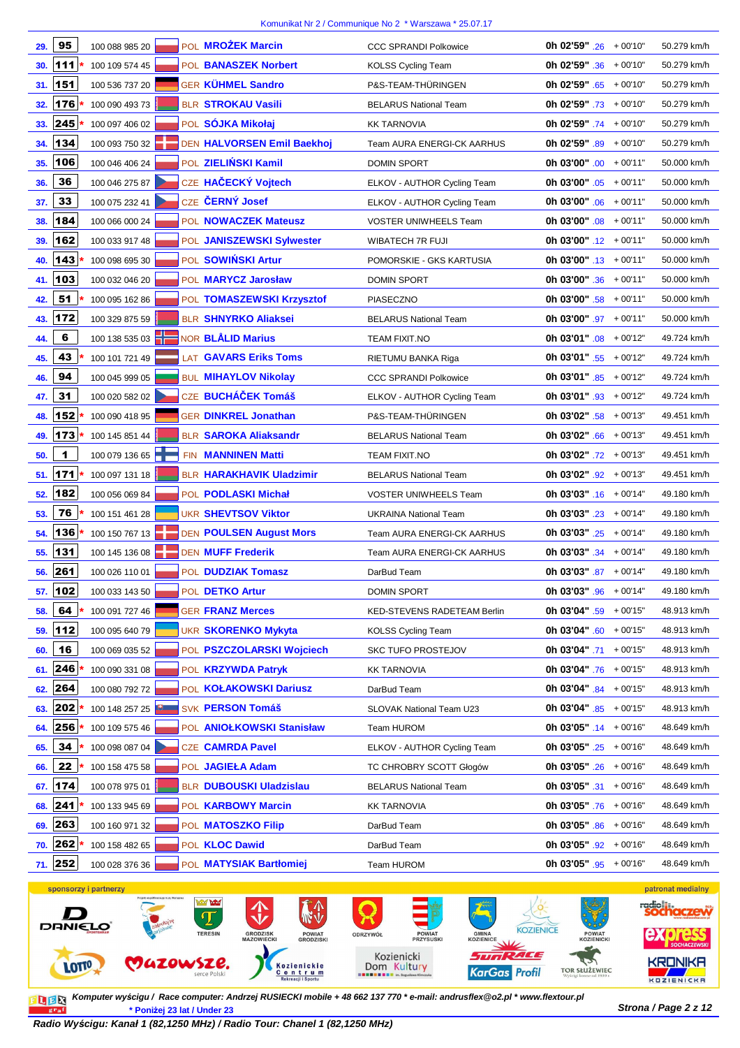Komunikat Nr 2 / Communique No 2 * Warszawa * 25.07.17

| Pos | No | UCI ID | Nat | Name | Team | Time | Gap | Speed |
|---|---|---|---|---|---|---|---|---|
| 29. | 95 | 100 088 985 20 | POL | MROŻEK Marcin | CCC SPRANDI Polkowice | 0h 02'59" .26 | + 00'10" | 50.279 km/h |
| 30. | 111 * | 100 109 574 45 | POL | BANASZEK Norbert | KOLSS Cycling Team | 0h 02'59" .36 | + 00'10" | 50.279 km/h |
| 31. | 151 | 100 536 737 20 | GER | KÜHMEL Sandro | P&S-TEAM-THÜRINGEN | 0h 02'59" .65 | + 00'10" | 50.279 km/h |
| 32. | 176 * | 100 090 493 73 | BLR | STROKAU Vasili | BELARUS National Team | 0h 02'59" .73 | + 00'10" | 50.279 km/h |
| 33. | 245 * | 100 097 406 02 | POL | SÓJKA Mikołaj | KK TARNOVIA | 0h 02'59" .74 | + 00'10" | 50.279 km/h |
| 34. | 134 | 100 093 750 32 | DEN | HALVORSEN Emil Baekhoj | Team AURA ENERGI-CK AARHUS | 0h 02'59" .89 | + 00'10" | 50.279 km/h |
| 35. | 106 | 100 046 406 24 | POL | ZIELIŃSKI Kamil | DOMIN SPORT | 0h 03'00" .00 | + 00'11" | 50.000 km/h |
| 36. | 36 | 100 046 275 87 | CZE | HAČECKÝ Vojtech | ELKOV - AUTHOR Cycling Team | 0h 03'00" .05 | + 00'11" | 50.000 km/h |
| 37. | 33 | 100 075 232 41 | CZE | ČERNÝ Josef | ELKOV - AUTHOR Cycling Team | 0h 03'00" .06 | + 00'11" | 50.000 km/h |
| 38. | 184 | 100 066 000 24 | POL | NOWACZEK Mateusz | VOSTER UNIWHEELS Team | 0h 03'00" .08 | + 00'11" | 50.000 km/h |
| 39. | 162 | 100 033 917 48 | POL | JANISZEWSKI Sylwester | WIBATECH 7R FUJI | 0h 03'00" .12 | + 00'11" | 50.000 km/h |
| 40. | 143 * | 100 098 695 30 | POL | SOWIŃSKI Artur | POMORSKIE - GKS KARTUSIA | 0h 03'00" .13 | + 00'11" | 50.000 km/h |
| 41. | 103 | 100 032 046 20 | POL | MARYCZ Jarosław | DOMIN SPORT | 0h 03'00" .36 | + 00'11" | 50.000 km/h |
| 42. | 51 * | 100 095 162 86 | POL | TOMASZEWSKI Krzysztof | PIASECZNO | 0h 03'00" .58 | + 00'11" | 50.000 km/h |
| 43. | 172 | 100 329 875 59 | BLR | SHNYRKO Aliaksei | BELARUS National Team | 0h 03'00" .97 | + 00'11" | 50.000 km/h |
| 44. | 6 | 100 138 535 03 | NOR | BLÅLID Marius | TEAM FIXIT.NO | 0h 03'01" .08 | + 00'12" | 49.724 km/h |
| 45. | 43 * | 100 101 721 49 | LAT | GAVARS Eriks Toms | RIETUMU BANKA Riga | 0h 03'01" .55 | + 00'12" | 49.724 km/h |
| 46. | 94 | 100 045 999 05 | BUL | MIHAYLOV Nikolay | CCC SPRANDI Polkowice | 0h 03'01" .85 | + 00'12" | 49.724 km/h |
| 47. | 31 | 100 020 582 02 | CZE | BUCHÁČEK Tomáš | ELKOV - AUTHOR Cycling Team | 0h 03'01" .93 | + 00'12" | 49.724 km/h |
| 48. | 152 * | 100 090 418 95 | GER | DINKREL Jonathan | P&S-TEAM-THÜRINGEN | 0h 03'02" .58 | + 00'13" | 49.451 km/h |
| 49. | 173 * | 100 145 851 44 | BLR | SAROKA Aliaksandr | BELARUS National Team | 0h 03'02" .66 | + 00'13" | 49.451 km/h |
| 50. | 1 | 100 079 136 65 | FIN | MANNINEN Matti | TEAM FIXIT.NO | 0h 03'02" .72 | + 00'13" | 49.451 km/h |
| 51. | 171 * | 100 097 131 18 | BLR | HARAKHAVIK Uladzimir | BELARUS National Team | 0h 03'02" .92 | + 00'13" | 49.451 km/h |
| 52. | 182 | 100 056 069 84 | POL | PODLASKI Michał | VOSTER UNIWHEELS Team | 0h 03'03" .16 | + 00'14" | 49.180 km/h |
| 53. | 76 * | 100 151 461 28 | UKR | SHEVTSOV Viktor | UKRAINA National Team | 0h 03'03" .23 | + 00'14" | 49.180 km/h |
| 54. | 136 * | 100 150 767 13 | DEN | POULSEN August Mors | Team AURA ENERGI-CK AARHUS | 0h 03'03" .25 | + 00'14" | 49.180 km/h |
| 55. | 131 | 100 145 136 08 | DEN | MUFF Frederik | Team AURA ENERGI-CK AARHUS | 0h 03'03" .34 | + 00'14" | 49.180 km/h |
| 56. | 261 | 100 026 110 01 | POL | DUDZIAK Tomasz | DarBud Team | 0h 03'03" .87 | + 00'14" | 49.180 km/h |
| 57. | 102 | 100 033 143 50 | POL | DETKO Artur | DOMIN SPORT | 0h 03'03" .96 | + 00'14" | 49.180 km/h |
| 58. | 64 * | 100 091 727 46 | GER | FRANZ Merces | KED-STEVENS RADETEAM Berlin | 0h 03'04" .59 | + 00'15" | 48.913 km/h |
| 59. | 112 | 100 095 640 79 | UKR | SKORENKO Mykyta | KOLSS Cycling Team | 0h 03'04" .60 | + 00'15" | 48.913 km/h |
| 60. | 16 | 100 069 035 52 | POL | PSZCZOLARSKI Wojciech | SKC TUFO PROSTEJOV | 0h 03'04" .71 | + 00'15" | 48.913 km/h |
| 61. | 246 * | 100 090 331 08 | POL | KRZYWDA Patryk | KK TARNOVIA | 0h 03'04" .76 | + 00'15" | 48.913 km/h |
| 62. | 264 | 100 080 792 72 | POL | KOŁAKOWSKI Dariusz | DarBud Team | 0h 03'04" .84 | + 00'15" | 48.913 km/h |
| 63. | 202 * | 100 148 257 25 | SVK | PERSON Tomáš | SLOVAK National Team U23 | 0h 03'04" .85 | + 00'15" | 48.913 km/h |
| 64. | 256 * | 100 109 575 46 | POL | ANIOŁKOWSKI Stanisław | Team HUROM | 0h 03'05" .14 | + 00'16" | 48.649 km/h |
| 65. | 34 * | 100 098 087 04 | CZE | CAMRDA Pavel | ELKOV - AUTHOR Cycling Team | 0h 03'05" .25 | + 00'16" | 48.649 km/h |
| 66. | 22 * | 100 158 475 58 | POL | JAGIEŁA Adam | TC CHROBRY SCOTT Głogów | 0h 03'05" .26 | + 00'16" | 48.649 km/h |
| 67. | 174 | 100 078 975 01 | BLR | DUBOUSKI Uladzislau | BELARUS National Team | 0h 03'05" .31 | + 00'16" | 48.649 km/h |
| 68. | 241 * | 100 133 945 69 | POL | KARBOWY Marcin | KK TARNOVIA | 0h 03'05" .76 | + 00'16" | 48.649 km/h |
| 69. | 263 | 100 160 971 32 | POL | MATOSZKO Filip | DarBud Team | 0h 03'05" .86 | + 00'16" | 48.649 km/h |
| 70. | 262 * | 100 158 482 65 | POL | KLOC Dawid | DarBud Team | 0h 03'05" .92 | + 00'16" | 48.649 km/h |
| 71. | 252 | 100 028 376 36 | POL | MATYSIAK Bartłomiej | Team HUROM | 0h 03'05" .95 | + 00'16" | 48.649 km/h |

sponsorzy i partnerzy — patronat medialny

*Komputer wyścigu / Race computer: Andrzej RUSIECKI mobile + 48 662 137 770 * e-mail: andrusflex@o2.pl * www.flextour.pl*

** Poniżej 23 lat / Under 23*

*Radio Wyścigu: Kanał 1 (82,1250 MHz) / Radio Tour: Chanel 1 (82,1250 MHz)*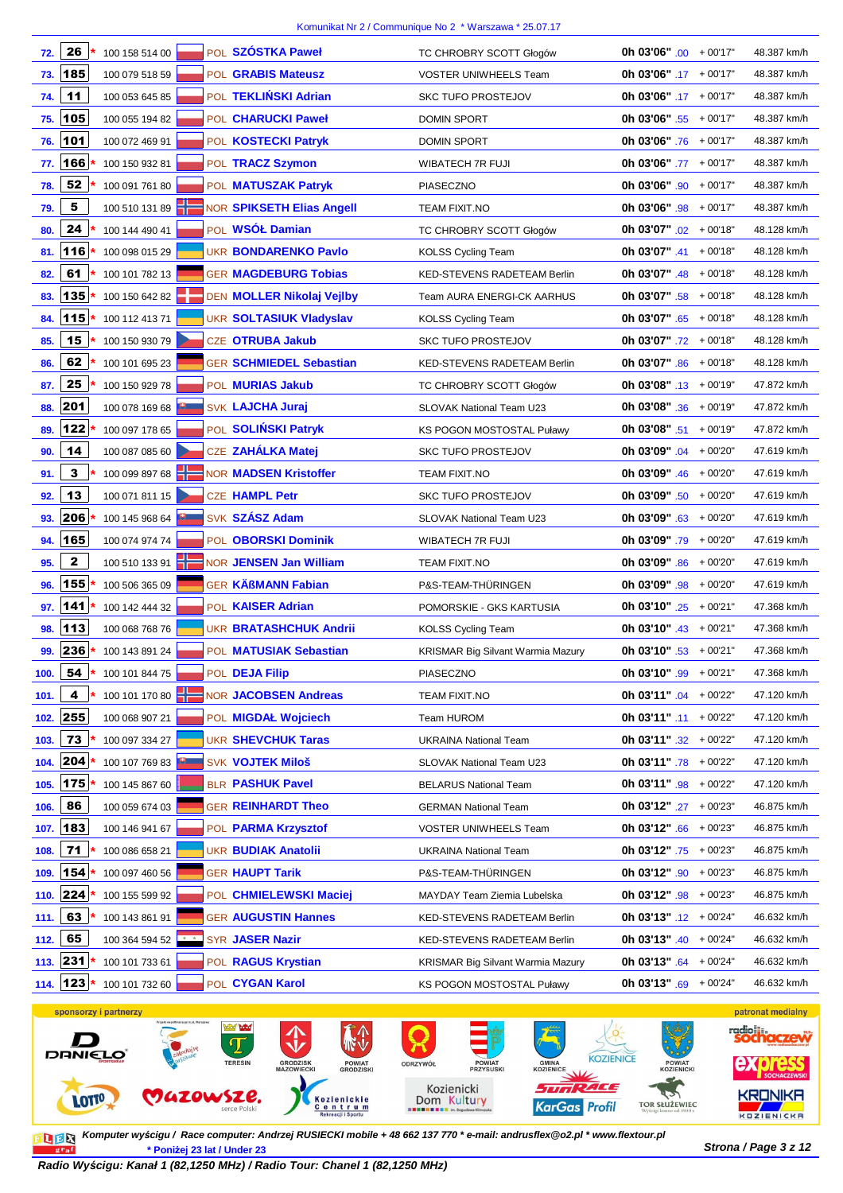Komunikat Nr 2 / Communique No 2 * Warszawa * 25.07.17

| Poz. | Nr | U23 | UCI ID | Kraj | Nazwisko Imię | Drużyna | Czas | | Strata | Prędkość |
|---|---|---|---|---|---|---|---|---|---|---|
| 72. | 26 | * | 100 158 514 00 | POL | SZÓSTKA Paweł | TC CHROBRY SCOTT Głogów | 0h 03'06" | .00 | + 00'17" | 48.387 km/h |
| 73. | 185 | | 100 079 518 59 | POL | GRABIS Mateusz | VOSTER UNIWHEELS Team | 0h 03'06" | .17 | + 00'17" | 48.387 km/h |
| 74. | 11 | | 100 053 645 85 | POL | TEKLIŃSKI Adrian | SKC TUFO PROSTEJOV | 0h 03'06" | .17 | + 00'17" | 48.387 km/h |
| 75. | 105 | | 100 055 194 82 | POL | CHARUCKI Paweł | DOMIN SPORT | 0h 03'06" | .55 | + 00'17" | 48.387 km/h |
| 76. | 101 | | 100 072 469 91 | POL | KOSTECKI Patryk | DOMIN SPORT | 0h 03'06" | .76 | + 00'17" | 48.387 km/h |
| 77. | 166 | * | 100 150 932 81 | POL | TRACZ Szymon | WIBATECH 7R FUJI | 0h 03'06" | .77 | + 00'17" | 48.387 km/h |
| 78. | 52 | * | 100 091 761 80 | POL | MATUSZAK Patryk | PIASECZNO | 0h 03'06" | .90 | + 00'17" | 48.387 km/h |
| 79. | 5 | | 100 510 131 89 | NOR | SPIKSETH Elias Angell | TEAM FIXIT.NO | 0h 03'06" | .98 | + 00'17" | 48.387 km/h |
| 80. | 24 | * | 100 144 490 41 | POL | WSÓŁ Damian | TC CHROBRY SCOTT Głogów | 0h 03'07" | .02 | + 00'18" | 48.128 km/h |
| 81. | 116 | * | 100 098 015 29 | UKR | BONDARENKO Pavlo | KOLSS Cycling Team | 0h 03'07" | .41 | + 00'18" | 48.128 km/h |
| 82. | 61 | * | 100 101 782 13 | GER | MAGDEBURG Tobias | KED-STEVENS RADETEAM Berlin | 0h 03'07" | .48 | + 00'18" | 48.128 km/h |
| 83. | 135 | * | 100 150 642 82 | DEN | MOLLER Nikolaj Vejlby | Team AURA ENERGI-CK AARHUS | 0h 03'07" | .58 | + 00'18" | 48.128 km/h |
| 84. | 115 | * | 100 112 413 71 | UKR | SOLTASIUK Vladyslav | KOLSS Cycling Team | 0h 03'07" | .65 | + 00'18" | 48.128 km/h |
| 85. | 15 | * | 100 150 930 79 | CZE | OTRUBA Jakub | SKC TUFO PROSTEJOV | 0h 03'07" | .72 | + 00'18" | 48.128 km/h |
| 86. | 62 | * | 100 101 695 23 | GER | SCHMIEDEL Sebastian | KED-STEVENS RADETEAM Berlin | 0h 03'07" | .86 | + 00'18" | 48.128 km/h |
| 87. | 25 | * | 100 150 929 78 | POL | MURIAS Jakub | TC CHROBRY SCOTT Głogów | 0h 03'08" | .13 | + 00'19" | 47.872 km/h |
| 88. | 201 | | 100 078 169 68 | SVK | LAJCHA Juraj | SLOVAK National Team U23 | 0h 03'08" | .36 | + 00'19" | 47.872 km/h |
| 89. | 122 | * | 100 097 178 65 | POL | SOLIŃSKI Patryk | KS POGON MOSTOSTAL Puławy | 0h 03'08" | .51 | + 00'19" | 47.872 km/h |
| 90. | 14 | | 100 087 085 60 | CZE | ZAHÁLKA Matej | SKC TUFO PROSTEJOV | 0h 03'09" | .04 | + 00'20" | 47.619 km/h |
| 91. | 3 | * | 100 099 897 68 | NOR | MADSEN Kristoffer | TEAM FIXIT.NO | 0h 03'09" | .46 | + 00'20" | 47.619 km/h |
| 92. | 13 | | 100 071 811 15 | CZE | HAMPL Petr | SKC TUFO PROSTEJOV | 0h 03'09" | .50 | + 00'20" | 47.619 km/h |
| 93. | 206 | * | 100 145 968 64 | SVK | SZÁSZ Adam | SLOVAK National Team U23 | 0h 03'09" | .63 | + 00'20" | 47.619 km/h |
| 94. | 165 | | 100 074 974 74 | POL | OBORSKI Dominik | WIBATECH 7R FUJI | 0h 03'09" | .79 | + 00'20" | 47.619 km/h |
| 95. | 2 | | 100 510 133 91 | NOR | JENSEN Jan William | TEAM FIXIT.NO | 0h 03'09" | .86 | + 00'20" | 47.619 km/h |
| 96. | 155 | * | 100 506 365 09 | GER | KÄßMANN Fabian | P&S-TEAM-THÜRINGEN | 0h 03'09" | .98 | + 00'20" | 47.619 km/h |
| 97. | 141 | * | 100 142 444 32 | POL | KAISER Adrian | POMORSKIE - GKS KARTUSIA | 0h 03'10" | .25 | + 00'21" | 47.368 km/h |
| 98. | 113 | | 100 068 768 76 | UKR | BRATASHCHUK Andrii | KOLSS Cycling Team | 0h 03'10" | .43 | + 00'21" | 47.368 km/h |
| 99. | 236 | * | 100 143 891 24 | POL | MATUSIAK Sebastian | KRISMAR Big Silvant Warmia Mazury | 0h 03'10" | .53 | + 00'21" | 47.368 km/h |
| 100. | 54 | * | 100 101 844 75 | POL | DEJA Filip | PIASECZNO | 0h 03'10" | .99 | + 00'21" | 47.368 km/h |
| 101. | 4 | * | 100 101 170 80 | NOR | JACOBSEN Andreas | TEAM FIXIT.NO | 0h 03'11" | .04 | + 00'22" | 47.120 km/h |
| 102. | 255 | | 100 068 907 21 | POL | MIGDAŁ Wojciech | Team HUROM | 0h 03'11" | .11 | + 00'22" | 47.120 km/h |
| 103. | 73 | * | 100 097 334 27 | UKR | SHEVCHUK Taras | UKRAINA National Team | 0h 03'11" | .32 | + 00'22" | 47.120 km/h |
| 104. | 204 | * | 100 107 769 83 | SVK | VOJTEK Miloš | SLOVAK National Team U23 | 0h 03'11" | .78 | + 00'22" | 47.120 km/h |
| 105. | 175 | * | 100 145 867 60 | BLR | PASHUK Pavel | BELARUS National Team | 0h 03'11" | .98 | + 00'22" | 47.120 km/h |
| 106. | 86 | | 100 059 674 03 | GER | REINHARDT Theo | GERMAN National Team | 0h 03'12" | .27 | + 00'23" | 46.875 km/h |
| 107. | 183 | | 100 146 941 67 | POL | PARMA Krzysztof | VOSTER UNIWHEELS Team | 0h 03'12" | .66 | + 00'23" | 46.875 km/h |
| 108. | 71 | * | 100 086 658 21 | UKR | BUDIAK Anatolii | UKRAINA National Team | 0h 03'12" | .75 | + 00'23" | 46.875 km/h |
| 109. | 154 | * | 100 097 460 56 | GER | HAUPT Tarik | P&S-TEAM-THÜRINGEN | 0h 03'12" | .90 | + 00'23" | 46.875 km/h |
| 110. | 224 | * | 100 155 599 92 | POL | CHMIELEWSKI Maciej | MAYDAY Team Ziemia Lubelska | 0h 03'12" | .98 | + 00'23" | 46.875 km/h |
| 111. | 63 | * | 100 143 861 91 | GER | AUGUSTIN Hannes | KED-STEVENS RADETEAM Berlin | 0h 03'13" | .12 | + 00'24" | 46.632 km/h |
| 112. | 65 | | 100 364 594 52 | SYR | JASER Nazir | KED-STEVENS RADETEAM Berlin | 0h 03'13" | .40 | + 00'24" | 46.632 km/h |
| 113. | 231 | * | 100 101 733 61 | POL | RAGUS Krystian | KRISMAR Big Silvant Warmia Mazury | 0h 03'13" | .64 | + 00'24" | 46.632 km/h |
| 114. | 123 | * | 100 101 732 60 | POL | CYGAN Karol | KS POGON MOSTOSTAL Puławy | 0h 03'13" | .69 | + 00'24" | 46.632 km/h |

sponsorzy i partnerzy — patronat medialny

Komputer wyścigu / Race computer: Andrzej RUSIECKI mobile + 48 662 137 770 * e-mail: andrusflex@o2.pl * www.flextour.pl

* Poniżej 23 lat / Under 23

Radio Wyścigu: Kanał 1 (82,1250 MHz) / Radio Tour: Chanel 1 (82,1250 MHz)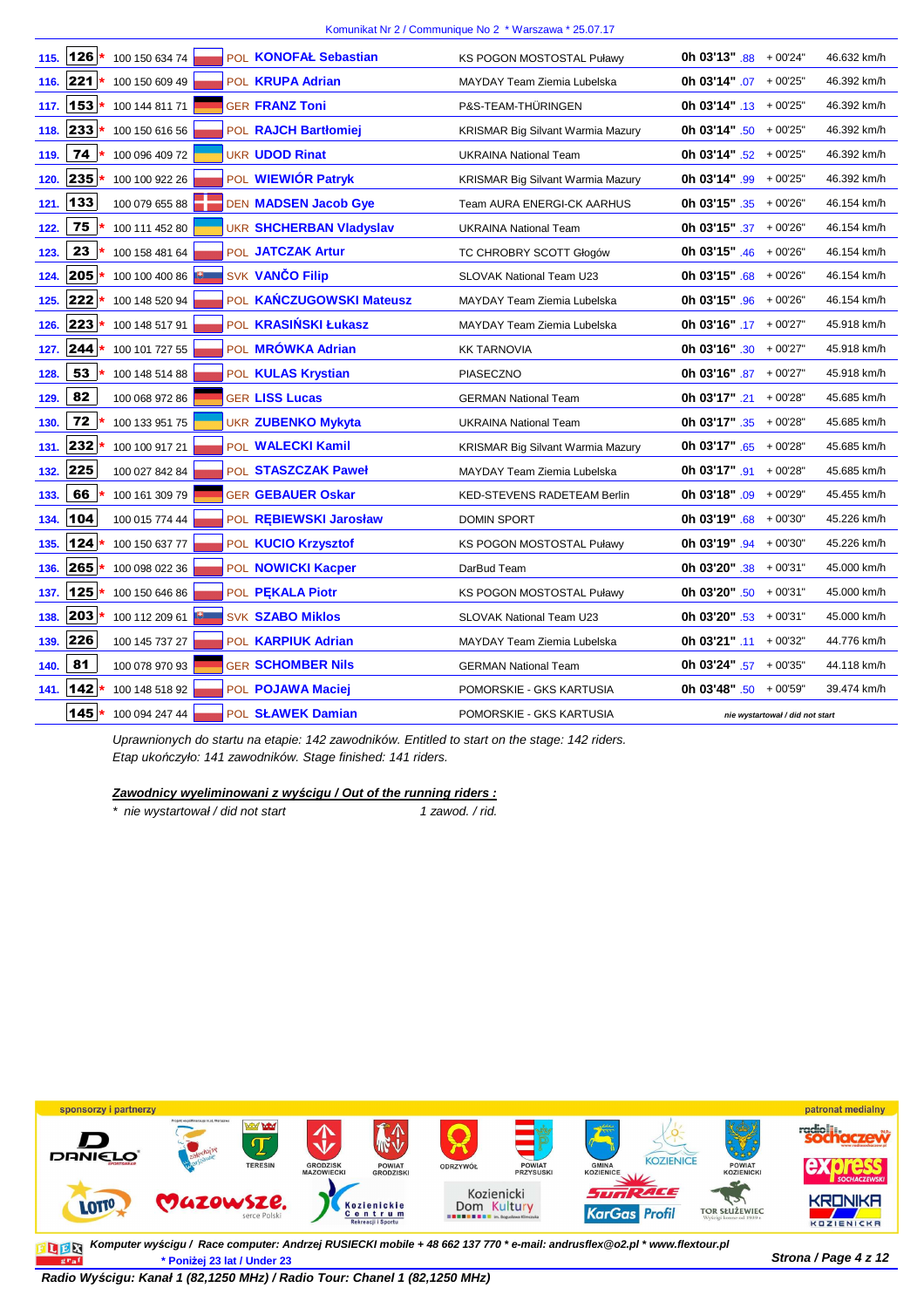Komunikat Nr 2 / Communique No 2 * Warszawa * 25.07.17

| Poz. | Nr | UCI ID | Kraj | Zawodnik | Drużyna | Czas | Strata | Średnia |
|---|---|---|---|---|---|---|---|---|
| 115. | 126* | 100 150 634 74 | POL | KONOFAŁ Sebastian | KS POGON MOSTOSTAL Puławy | 0h 03'13" .88 | + 00'24" | 46.632 km/h |
| 116. | 221* | 100 150 609 49 | POL | KRUPA Adrian | MAYDAY Team Ziemia Lubelska | 0h 03'14" .07 | + 00'25" | 46.392 km/h |
| 117. | 153* | 100 144 811 71 | GER | FRANZ Toni | P&S-TEAM-THÜRINGEN | 0h 03'14" .13 | + 00'25" | 46.392 km/h |
| 118. | 233* | 100 150 616 56 | POL | RAJCH Bartłomiej | KRISMAR Big Silvant Warmia Mazury | 0h 03'14" .50 | + 00'25" | 46.392 km/h |
| 119. | 74* | 100 096 409 72 | UKR | UDOD Rinat | UKRAINA National Team | 0h 03'14" .52 | + 00'25" | 46.392 km/h |
| 120. | 235* | 100 100 922 26 | POL | WIEWIÓR Patryk | KRISMAR Big Silvant Warmia Mazury | 0h 03'14" .99 | + 00'25" | 46.392 km/h |
| 121. | 133 | 100 079 655 88 | DEN | MADSEN Jacob Gye | Team AURA ENERGI-CK AARHUS | 0h 03'15" .35 | + 00'26" | 46.154 km/h |
| 122. | 75* | 100 111 452 80 | UKR | SHCHERBAN Vladyslav | UKRAINA National Team | 0h 03'15" .37 | + 00'26" | 46.154 km/h |
| 123. | 23* | 100 158 481 64 | POL | JATCZAK Artur | TC CHROBRY SCOTT Głogów | 0h 03'15" .46 | + 00'26" | 46.154 km/h |
| 124. | 205* | 100 100 400 86 | SVK | VANČO Filip | SLOVAK National Team U23 | 0h 03'15" .68 | + 00'26" | 46.154 km/h |
| 125. | 222* | 100 148 520 94 | POL | KAŃCZUGOWSKI Mateusz | MAYDAY Team Ziemia Lubelska | 0h 03'15" .96 | + 00'26" | 46.154 km/h |
| 126. | 223* | 100 148 517 91 | POL | KRASIŃSKI Łukasz | MAYDAY Team Ziemia Lubelska | 0h 03'16" .17 | + 00'27" | 45.918 km/h |
| 127. | 244* | 100 101 727 55 | POL | MRÓWKA Adrian | KK TARNOVIA | 0h 03'16" .30 | + 00'27" | 45.918 km/h |
| 128. | 53* | 100 148 514 88 | POL | KULAS Krystian | PIASECZNO | 0h 03'16" .87 | + 00'27" | 45.918 km/h |
| 129. | 82 | 100 068 972 86 | GER | LISS Lucas | GERMAN National Team | 0h 03'17" .21 | + 00'28" | 45.685 km/h |
| 130. | 72* | 100 133 951 75 | UKR | ZUBENKO Mykyta | UKRAINA National Team | 0h 03'17" .35 | + 00'28" | 45.685 km/h |
| 131. | 232* | 100 100 917 21 | POL | WALECKI Kamil | KRISMAR Big Silvant Warmia Mazury | 0h 03'17" .65 | + 00'28" | 45.685 km/h |
| 132. | 225 | 100 027 842 84 | POL | STASZCZAK Paweł | MAYDAY Team Ziemia Lubelska | 0h 03'17" .91 | + 00'28" | 45.685 km/h |
| 133. | 66* | 100 161 309 79 | GER | GEBAUER Oskar | KED-STEVENS RADETEAM Berlin | 0h 03'18" .09 | + 00'29" | 45.455 km/h |
| 134. | 104 | 100 015 774 44 | POL | RĘBIEWSKI Jarosław | DOMIN SPORT | 0h 03'19" .68 | + 00'30" | 45.226 km/h |
| 135. | 124* | 100 150 637 77 | POL | KUCIO Krzysztof | KS POGON MOSTOSTAL Puławy | 0h 03'19" .94 | + 00'30" | 45.226 km/h |
| 136. | 265* | 100 098 022 36 | POL | NOWICKI Kacper | DarBud Team | 0h 03'20" .38 | + 00'31" | 45.000 km/h |
| 137. | 125* | 100 150 646 86 | POL | PĘKALA Piotr | KS POGON MOSTOSTAL Puławy | 0h 03'20" .50 | + 00'31" | 45.000 km/h |
| 138. | 203* | 100 112 209 61 | SVK | SZABO Miklos | SLOVAK National Team U23 | 0h 03'20" .53 | + 00'31" | 45.000 km/h |
| 139. | 226 | 100 145 737 27 | POL | KARPIUK Adrian | MAYDAY Team Ziemia Lubelska | 0h 03'21" .11 | + 00'32" | 44.776 km/h |
| 140. | 81 | 100 078 970 93 | GER | SCHOMBER Nils | GERMAN National Team | 0h 03'24" .57 | + 00'35" | 44.118 km/h |
| 141. | 142* | 100 148 518 92 | POL | POJAWA Maciej | POMORSKIE - GKS KARTUSIA | 0h 03'48" .50 | + 00'59" | 39.474 km/h |
| | 145* | 100 094 247 44 | POL | SŁAWEK Damian | POMORSKIE - GKS KARTUSIA | nie wystartował / did not start | | |

*Uprawnionych do startu na etapie: 142 zawodników. Entitled to start on the stage: 142 riders.*
*Etap ukończyło: 141 zawodników. Stage finished: 141 riders.*

***Zawodnicy wyeliminowani z wyścigu / Out of the running riders :***

*\* nie wystartował / did not start — 1 zawod. / rid.*

sponsorzy i partnerzy — patronat medialny

*Komputer wyścigu / Race computer: Andrzej RUSIECKI mobile + 48 662 137 770 * e-mail: andrusflex@o2.pl * www.flextour.pl*

*** Poniżej 23 lat / Under 23**

***Radio Wyścigu: Kanał 1 (82,1250 MHz) / Radio Tour: Chanel 1 (82,1250 MHz)***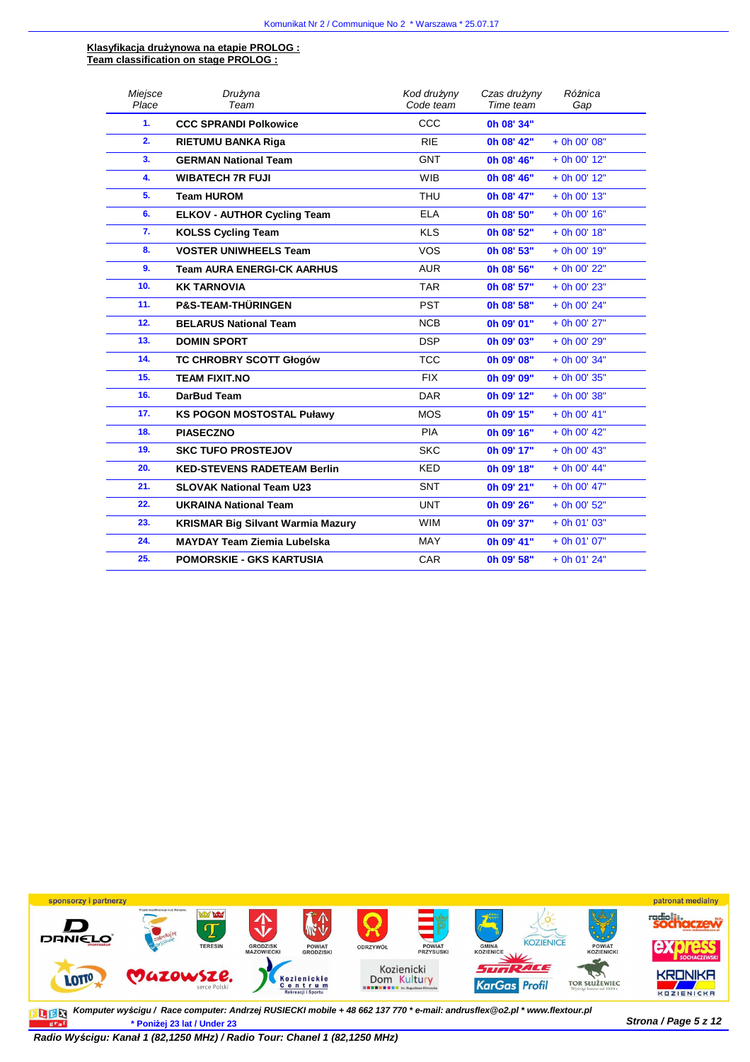**Klasyfikacja drużynowa na etapie PROLOG :**
**Team classification on stage PROLOG :**

| *Miejsce Place* | *Drużyna Team* | *Kod drużyny Code team* | *Czas drużyny Time team* | *Różnica Gap* |
|---|---|---|---|---|
| **1.** | **CCC SPRANDI Polkowice** | CCC | **0h 08' 34"** | |
| **2.** | **RIETUMU BANKA Riga** | RIE | **0h 08' 42"** | + 0h 00' 08" |
| **3.** | **GERMAN National Team** | GNT | **0h 08' 46"** | + 0h 00' 12" |
| **4.** | **WIBATECH 7R FUJI** | WIB | **0h 08' 46"** | + 0h 00' 12" |
| **5.** | **Team HUROM** | THU | **0h 08' 47"** | + 0h 00' 13" |
| **6.** | **ELKOV - AUTHOR Cycling Team** | ELA | **0h 08' 50"** | + 0h 00' 16" |
| **7.** | **KOLSS Cycling Team** | KLS | **0h 08' 52"** | + 0h 00' 18" |
| **8.** | **VOSTER UNIWHEELS Team** | VOS | **0h 08' 53"** | + 0h 00' 19" |
| **9.** | **Team AURA ENERGI-CK AARHUS** | AUR | **0h 08' 56"** | + 0h 00' 22" |
| **10.** | **KK TARNOVIA** | TAR | **0h 08' 57"** | + 0h 00' 23" |
| **11.** | **P&S-TEAM-THÜRINGEN** | PST | **0h 08' 58"** | + 0h 00' 24" |
| **12.** | **BELARUS National Team** | NCB | **0h 09' 01"** | + 0h 00' 27" |
| **13.** | **DOMIN SPORT** | DSP | **0h 09' 03"** | + 0h 00' 29" |
| **14.** | **TC CHROBRY SCOTT Głogów** | TCC | **0h 09' 08"** | + 0h 00' 34" |
| **15.** | **TEAM FIXIT.NO** | FIX | **0h 09' 09"** | + 0h 00' 35" |
| **16.** | **DarBud Team** | DAR | **0h 09' 12"** | + 0h 00' 38" |
| **17.** | **KS POGON MOSTOSTAL Puławy** | MOS | **0h 09' 15"** | + 0h 00' 41" |
| **18.** | **PIASECZNO** | PIA | **0h 09' 16"** | + 0h 00' 42" |
| **19.** | **SKC TUFO PROSTEJOV** | SKC | **0h 09' 17"** | + 0h 00' 43" |
| **20.** | **KED-STEVENS RADETEAM Berlin** | KED | **0h 09' 18"** | + 0h 00' 44" |
| **21.** | **SLOVAK National Team U23** | SNT | **0h 09' 21"** | + 0h 00' 47" |
| **22.** | **UKRAINA National Team** | UNT | **0h 09' 26"** | + 0h 00' 52" |
| **23.** | **KRISMAR Big Silvant Warmia Mazury** | WIM | **0h 09' 37"** | + 0h 01' 03" |
| **24.** | **MAYDAY Team Ziemia Lubelska** | MAY | **0h 09' 41"** | + 0h 01' 07" |
| **25.** | **POMORSKIE - GKS KARTUSIA** | CAR | **0h 09' 58"** | + 0h 01' 24" |

sponsorzy i partnerzy

patronat medialny

***Komputer wyścigu / Race computer: Andrzej RUSIECKI mobile + 48 662 137 770 * e-mail: andrusflex@o2.pl * www.flextour.pl***

*** Poniżej 23 lat / Under 23**

***Radio Wyścigu: Kanał 1 (82,1250 MHz) / Radio Tour: Chanel 1 (82,1250 MHz)***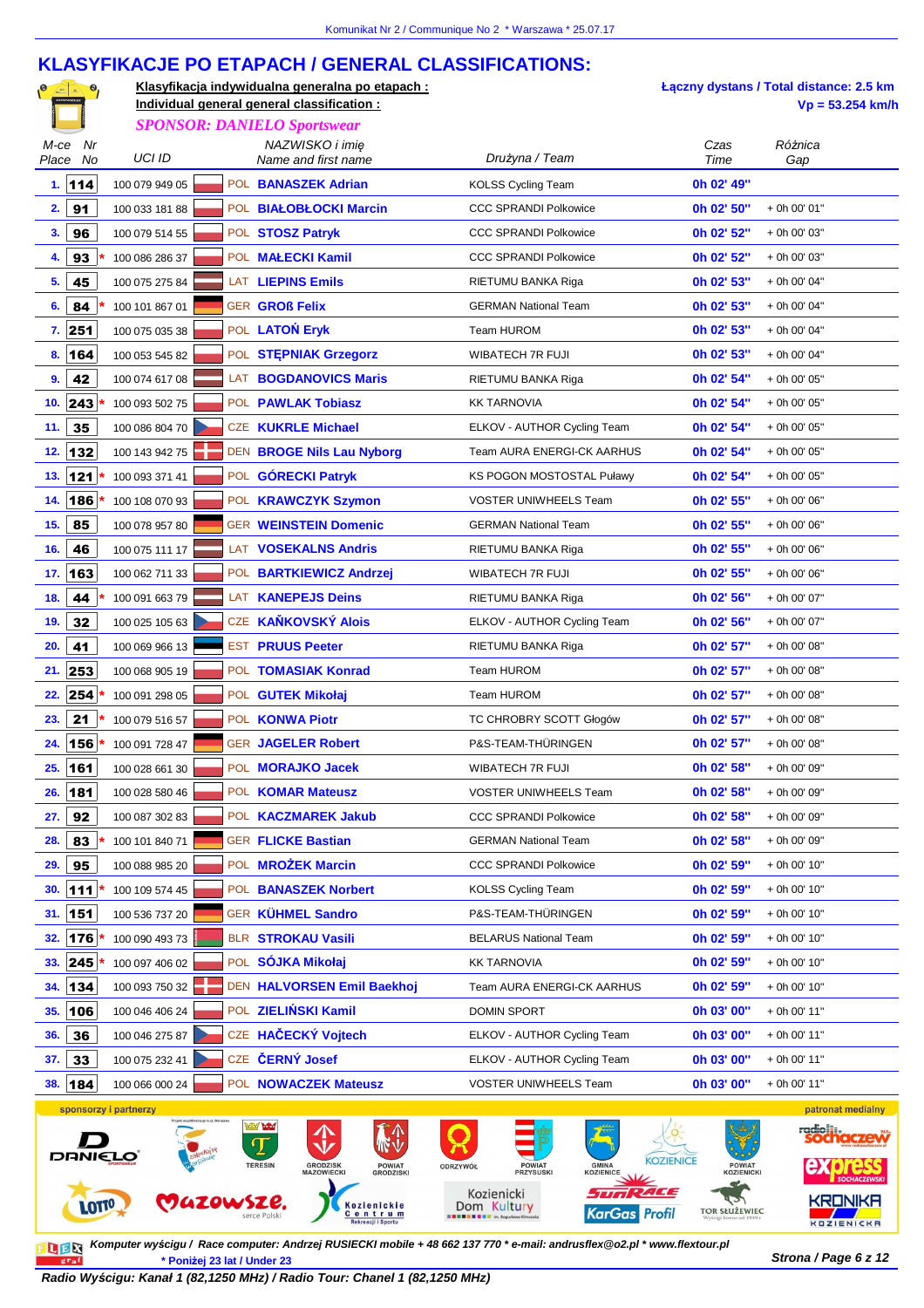# KLASYFIKACJE PO ETAPACH / GENERAL CLASSIFICATIONS:

**Klasyfikacja indywidualna generalna po etapach :**
**Individual general general classification :**

*SPONSOR: DANIELO Sportswear*

Łączny dystans / Total distance: 2.5 km
Vp = 53.254 km/h

| M-ce Place | Nr No | | UCI ID | | NAZWISKO i imię Name and first name | Drużyna / Team | Czas Time | Różnica Gap |
|---|---|---|---|---|---|---|---|---|
| 1. | 114 | | 100 079 949 05 | POL | **BANASZEK Adrian** | KOLSS Cycling Team | 0h 02' 49" | |
| 2. | 91 | | 100 033 181 88 | POL | **BIAŁOBŁOCKI Marcin** | CCC SPRANDI Polkowice | 0h 02' 50" | + 0h 00' 01" |
| 3. | 96 | | 100 079 514 55 | POL | **STOSZ Patryk** | CCC SPRANDI Polkowice | 0h 02' 52" | + 0h 00' 03" |
| 4. | 93 | * | 100 086 286 37 | POL | **MAŁECKI Kamil** | CCC SPRANDI Polkowice | 0h 02' 52" | + 0h 00' 03" |
| 5. | 45 | | 100 075 275 84 | LAT | **LIEPINS Emils** | RIETUMU BANKA Riga | 0h 02' 53" | + 0h 00' 04" |
| 6. | 84 | * | 100 101 867 01 | GER | **GROß Felix** | GERMAN National Team | 0h 02' 53" | + 0h 00' 04" |
| 7. | 251 | | 100 075 035 38 | POL | **LATOŃ Eryk** | Team HUROM | 0h 02' 53" | + 0h 00' 04" |
| 8. | 164 | | 100 053 545 82 | POL | **STĘPNIAK Grzegorz** | WIBATECH 7R FUJI | 0h 02' 53" | + 0h 00' 04" |
| 9. | 42 | | 100 074 617 08 | LAT | **BOGDANOVICS Maris** | RIETUMU BANKA Riga | 0h 02' 54" | + 0h 00' 05" |
| 10. | 243 | * | 100 093 502 75 | POL | **PAWLAK Tobiasz** | KK TARNOVIA | 0h 02' 54" | + 0h 00' 05" |
| 11. | 35 | | 100 086 804 70 | CZE | **KUKRLE Michael** | ELKOV - AUTHOR Cycling Team | 0h 02' 54" | + 0h 00' 05" |
| 12. | 132 | | 100 143 942 75 | DEN | **BROGE Nils Lau Nyborg** | Team AURA ENERGI-CK AARHUS | 0h 02' 54" | + 0h 00' 05" |
| 13. | 121 | * | 100 093 371 41 | POL | **GÓRECKI Patryk** | KS POGON MOSTOSTAL Puławy | 0h 02' 54" | + 0h 00' 05" |
| 14. | 186 | * | 100 108 070 93 | POL | **KRAWCZYK Szymon** | VOSTER UNIWHEELS Team | 0h 02' 55" | + 0h 00' 06" |
| 15. | 85 | | 100 078 957 80 | GER | **WEINSTEIN Domenic** | GERMAN National Team | 0h 02' 55" | + 0h 00' 06" |
| 16. | 46 | | 100 075 111 17 | LAT | **VOSEKALNS Andris** | RIETUMU BANKA Riga | 0h 02' 55" | + 0h 00' 06" |
| 17. | 163 | | 100 062 711 33 | POL | **BARTKIEWICZ Andrzej** | WIBATECH 7R FUJI | 0h 02' 55" | + 0h 00' 06" |
| 18. | 44 | * | 100 091 663 79 | LAT | **KANEPEJS Deins** | RIETUMU BANKA Riga | 0h 02' 56" | + 0h 00' 07" |
| 19. | 32 | | 100 025 105 63 | CZE | **KAŇKOVSKÝ Alois** | ELKOV - AUTHOR Cycling Team | 0h 02' 56" | + 0h 00' 07" |
| 20. | 41 | | 100 069 966 13 | EST | **PRUUS Peeter** | RIETUMU BANKA Riga | 0h 02' 57" | + 0h 00' 08" |
| 21. | 253 | | 100 068 905 19 | POL | **TOMASIAK Konrad** | Team HUROM | 0h 02' 57" | + 0h 00' 08" |
| 22. | 254 | * | 100 091 298 05 | POL | **GUTEK Mikołaj** | Team HUROM | 0h 02' 57" | + 0h 00' 08" |
| 23. | 21 | * | 100 079 516 57 | POL | **KONWA Piotr** | TC CHROBRY SCOTT Głogów | 0h 02' 57" | + 0h 00' 08" |
| 24. | 156 | * | 100 091 728 47 | GER | **JAGELER Robert** | P&S-TEAM-THÜRINGEN | 0h 02' 57" | + 0h 00' 08" |
| 25. | 161 | | 100 028 661 30 | POL | **MORAJKO Jacek** | WIBATECH 7R FUJI | 0h 02' 58" | + 0h 00' 09" |
| 26. | 181 | | 100 028 580 46 | POL | **KOMAR Mateusz** | VOSTER UNIWHEELS Team | 0h 02' 58" | + 0h 00' 09" |
| 27. | 92 | | 100 087 302 83 | POL | **KACZMAREK Jakub** | CCC SPRANDI Polkowice | 0h 02' 58" | + 0h 00' 09" |
| 28. | 83 | * | 100 101 840 71 | GER | **FLICKE Bastian** | GERMAN National Team | 0h 02' 58" | + 0h 00' 09" |
| 29. | 95 | | 100 088 985 20 | POL | **MROŻEK Marcin** | CCC SPRANDI Polkowice | 0h 02' 59" | + 0h 00' 10" |
| 30. | 111 | * | 100 109 574 45 | POL | **BANASZEK Norbert** | KOLSS Cycling Team | 0h 02' 59" | + 0h 00' 10" |
| 31. | 151 | | 100 536 737 20 | GER | **KÜHMEL Sandro** | P&S-TEAM-THÜRINGEN | 0h 02' 59" | + 0h 00' 10" |
| 32. | 176 | * | 100 090 493 73 | BLR | **STROKAU Vasili** | BELARUS National Team | 0h 02' 59" | + 0h 00' 10" |
| 33. | 245 | * | 100 097 406 02 | POL | **SÓJKA Mikołaj** | KK TARNOVIA | 0h 02' 59" | + 0h 00' 10" |
| 34. | 134 | | 100 093 750 32 | DEN | **HALVORSEN Emil Baekhoj** | Team AURA ENERGI-CK AARHUS | 0h 02' 59" | + 0h 00' 10" |
| 35. | 106 | | 100 046 406 24 | POL | **ZIELIŃSKI Kamil** | DOMIN SPORT | 0h 03' 00" | + 0h 00' 11" |
| 36. | 36 | | 100 046 275 87 | CZE | **HAČECKÝ Vojtech** | ELKOV - AUTHOR Cycling Team | 0h 03' 00" | + 0h 00' 11" |
| 37. | 33 | | 100 075 232 41 | CZE | **ČERNÝ Josef** | ELKOV - AUTHOR Cycling Team | 0h 03' 00" | + 0h 00' 11" |
| 38. | 184 | | 100 066 000 24 | POL | **NOWACZEK Mateusz** | VOSTER UNIWHEELS Team | 0h 03' 00" | + 0h 00' 11" |

sponsorzy i partnerzy — patronat medialny

*Komputer wyścigu / Race computer: Andrzej RUSIECKI mobile + 48 662 137 770 * e-mail: andrusflex@o2.pl * www.flextour.pl*

\* Poniżej 23 lat / Under 23

*Radio Wyścigu: Kanał 1 (82,1250 MHz) / Radio Tour: Chanel 1 (82,1250 MHz)*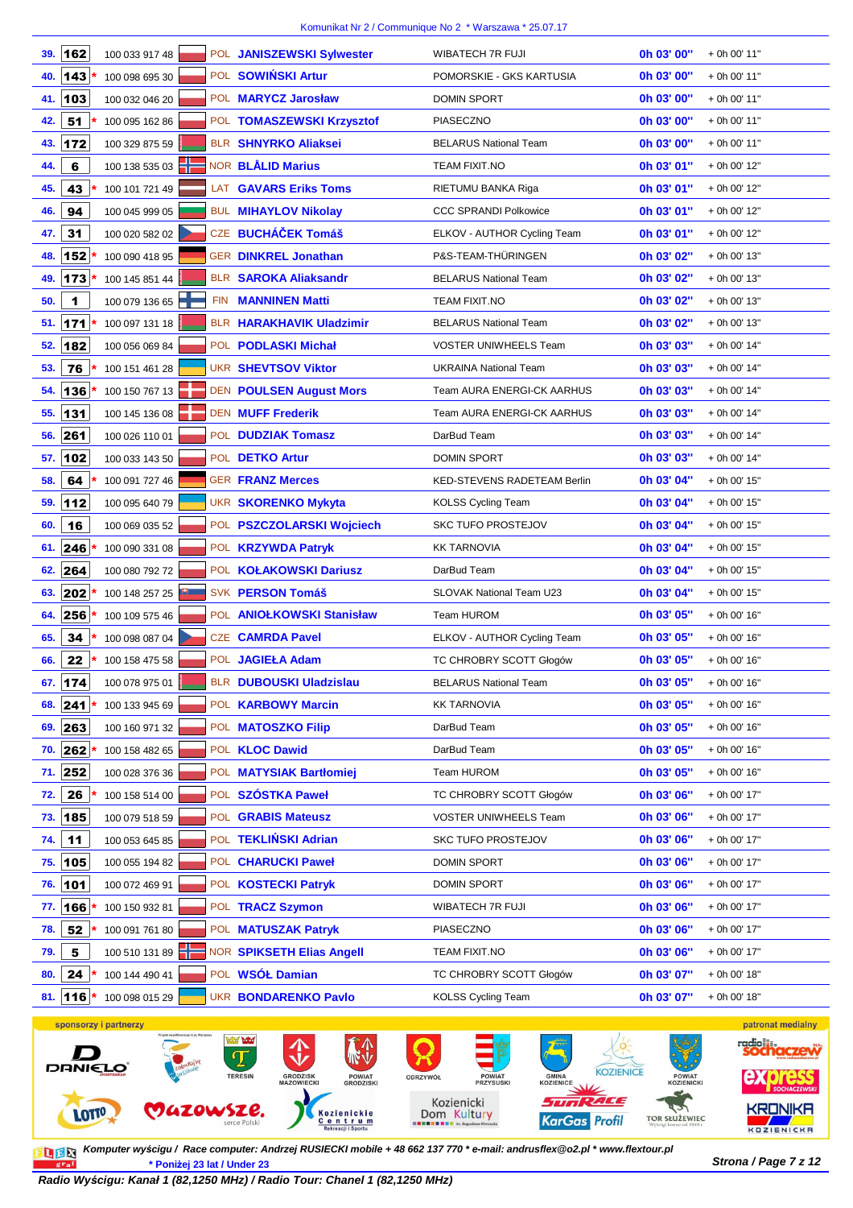Komunikat Nr 2 / Communique No 2 * Warszawa * 25.07.17

| Pos. | No | | UCI ID | Nat | Name | Team | Time | Gap |
|---|---|---|---|---|---|---|---|---|
| 39. | 162 | | 100 033 917 48 | POL | JANISZEWSKI Sylwester | WIBATECH 7R FUJI | 0h 03' 00" | + 0h 00' 11" |
| 40. | 143 | * | 100 098 695 30 | POL | SOWIŃSKI Artur | POMORSKIE - GKS KARTUSIA | 0h 03' 00" | + 0h 00' 11" |
| 41. | 103 | | 100 032 046 20 | POL | MARYCZ Jarosław | DOMIN SPORT | 0h 03' 00" | + 0h 00' 11" |
| 42. | 51 | * | 100 095 162 86 | POL | TOMASZEWSKI Krzysztof | PIASECZNO | 0h 03' 00" | + 0h 00' 11" |
| 43. | 172 | | 100 329 875 59 | BLR | SHNYRKO Aliaksei | BELARUS National Team | 0h 03' 00" | + 0h 00' 11" |
| 44. | 6 | | 100 138 535 03 | NOR | BLÅLID Marius | TEAM FIXIT.NO | 0h 03' 01" | + 0h 00' 12" |
| 45. | 43 | * | 100 101 721 49 | LAT | GAVARS Eriks Toms | RIETUMU BANKA Riga | 0h 03' 01" | + 0h 00' 12" |
| 46. | 94 | | 100 045 999 05 | BUL | MIHAYLOV Nikolay | CCC SPRANDI Polkowice | 0h 03' 01" | + 0h 00' 12" |
| 47. | 31 | | 100 020 582 02 | CZE | BUCHÁČEK Tomáš | ELKOV - AUTHOR Cycling Team | 0h 03' 01" | + 0h 00' 12" |
| 48. | 152 | * | 100 090 418 95 | GER | DINKREL Jonathan | P&S-TEAM-THÜRINGEN | 0h 03' 02" | + 0h 00' 13" |
| 49. | 173 | * | 100 145 851 44 | BLR | SAROKA Aliaksandr | BELARUS National Team | 0h 03' 02" | + 0h 00' 13" |
| 50. | 1 | | 100 079 136 65 | FIN | MANNINEN Matti | TEAM FIXIT.NO | 0h 03' 02" | + 0h 00' 13" |
| 51. | 171 | * | 100 097 131 18 | BLR | HARAKHAVIK Uladzimir | BELARUS National Team | 0h 03' 02" | + 0h 00' 13" |
| 52. | 182 | | 100 056 069 84 | POL | PODLASKI Michał | VOSTER UNIWHEELS Team | 0h 03' 03" | + 0h 00' 14" |
| 53. | 76 | * | 100 151 461 28 | UKR | SHEVTSOV Viktor | UKRAINA National Team | 0h 03' 03" | + 0h 00' 14" |
| 54. | 136 | * | 100 150 767 13 | DEN | POULSEN August Mors | Team AURA ENERGI-CK AARHUS | 0h 03' 03" | + 0h 00' 14" |
| 55. | 131 | | 100 145 136 08 | DEN | MUFF Frederik | Team AURA ENERGI-CK AARHUS | 0h 03' 03" | + 0h 00' 14" |
| 56. | 261 | | 100 026 110 01 | POL | DUDZIAK Tomasz | DarBud Team | 0h 03' 03" | + 0h 00' 14" |
| 57. | 102 | | 100 033 143 50 | POL | DETKO Artur | DOMIN SPORT | 0h 03' 03" | + 0h 00' 14" |
| 58. | 64 | * | 100 091 727 46 | GER | FRANZ Merces | KED-STEVENS RADETEAM Berlin | 0h 03' 04" | + 0h 00' 15" |
| 59. | 112 | | 100 095 640 79 | UKR | SKORENKO Mykyta | KOLSS Cycling Team | 0h 03' 04" | + 0h 00' 15" |
| 60. | 16 | | 100 069 035 52 | POL | PSZCZOLARSKI Wojciech | SKC TUFO PROSTEJOV | 0h 03' 04" | + 0h 00' 15" |
| 61. | 246 | * | 100 090 331 08 | POL | KRZYWDA Patryk | KK TARNOVIA | 0h 03' 04" | + 0h 00' 15" |
| 62. | 264 | | 100 080 792 72 | POL | KOŁAKOWSKI Dariusz | DarBud Team | 0h 03' 04" | + 0h 00' 15" |
| 63. | 202 | * | 100 148 257 25 | SVK | PERSON Tomáš | SLOVAK National Team U23 | 0h 03' 04" | + 0h 00' 15" |
| 64. | 256 | * | 100 109 575 46 | POL | ANIOŁKOWSKI Stanisław | Team HUROM | 0h 03' 05" | + 0h 00' 16" |
| 65. | 34 | * | 100 098 087 04 | CZE | CAMRDA Pavel | ELKOV - AUTHOR Cycling Team | 0h 03' 05" | + 0h 00' 16" |
| 66. | 22 | * | 100 158 475 58 | POL | JAGIEŁA Adam | TC CHROBRY SCOTT Głogów | 0h 03' 05" | + 0h 00' 16" |
| 67. | 174 | | 100 078 975 01 | BLR | DUBOUSKI Uladzislau | BELARUS National Team | 0h 03' 05" | + 0h 00' 16" |
| 68. | 241 | * | 100 133 945 69 | POL | KARBOWY Marcin | KK TARNOVIA | 0h 03' 05" | + 0h 00' 16" |
| 69. | 263 | | 100 160 971 32 | POL | MATOSZKO Filip | DarBud Team | 0h 03' 05" | + 0h 00' 16" |
| 70. | 262 | * | 100 158 482 65 | POL | KLOC Dawid | DarBud Team | 0h 03' 05" | + 0h 00' 16" |
| 71. | 252 | | 100 028 376 36 | POL | MATYSIAK Bartłomiej | Team HUROM | 0h 03' 05" | + 0h 00' 16" |
| 72. | 26 | * | 100 158 514 00 | POL | SZÓSTKA Paweł | TC CHROBRY SCOTT Głogów | 0h 03' 06" | + 0h 00' 17" |
| 73. | 185 | | 100 079 518 59 | POL | GRABIS Mateusz | VOSTER UNIWHEELS Team | 0h 03' 06" | + 0h 00' 17" |
| 74. | 11 | | 100 053 645 85 | POL | TEKLIŃSKI Adrian | SKC TUFO PROSTEJOV | 0h 03' 06" | + 0h 00' 17" |
| 75. | 105 | | 100 055 194 82 | POL | CHARUCKI Paweł | DOMIN SPORT | 0h 03' 06" | + 0h 00' 17" |
| 76. | 101 | | 100 072 469 91 | POL | KOSTECKI Patryk | DOMIN SPORT | 0h 03' 06" | + 0h 00' 17" |
| 77. | 166 | * | 100 150 932 81 | POL | TRACZ Szymon | WIBATECH 7R FUJI | 0h 03' 06" | + 0h 00' 17" |
| 78. | 52 | * | 100 091 761 80 | POL | MATUSZAK Patryk | PIASECZNO | 0h 03' 06" | + 0h 00' 17" |
| 79. | 5 | | 100 510 131 89 | NOR | SPIKSETH Elias Angell | TEAM FIXIT.NO | 0h 03' 06" | + 0h 00' 17" |
| 80. | 24 | * | 100 144 490 41 | POL | WSÓŁ Damian | TC CHROBRY SCOTT Głogów | 0h 03' 07" | + 0h 00' 18" |
| 81. | 116 | * | 100 098 015 29 | UKR | BONDARENKO Pavlo | KOLSS Cycling Team | 0h 03' 07" | + 0h 00' 18" |

sponsorzy i partnerzy — patronat medialny

*Komputer wyścigu / Race computer: Andrzej RUSIECKI mobile + 48 662 137 770 * e-mail: andrusflex@o2.pl * www.flextour.pl*

*** Poniżej 23 lat / Under 23**

***Radio Wyścigu: Kanał 1 (82,1250 MHz) / Radio Tour: Chanel 1 (82,1250 MHz)***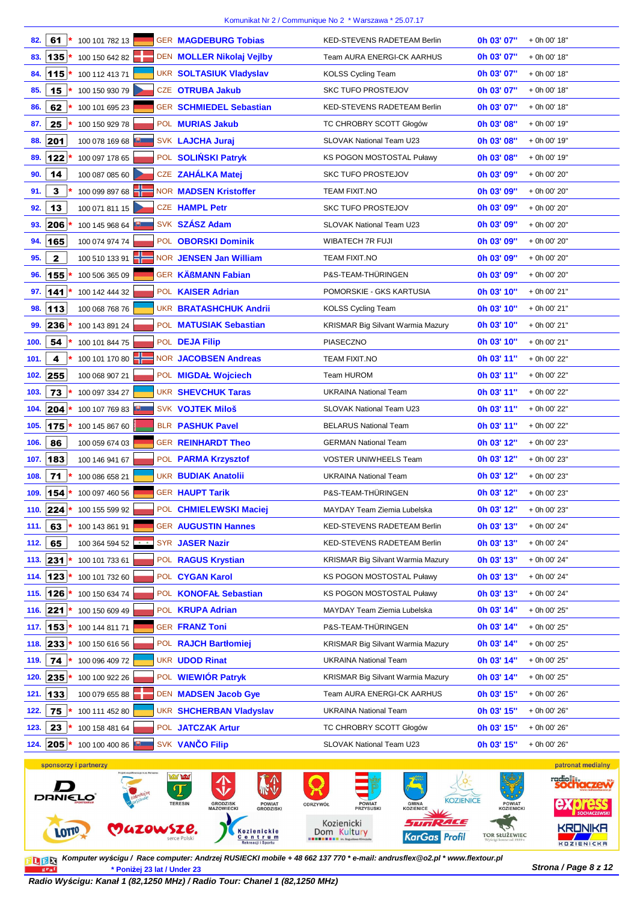Komunikat Nr 2 / Communique No 2 * Warszawa * 25.07.17

| Pos. | No. | * | UCI ID | Nat. | Name | Team | Time | Gap |
|---|---|---|---|---|---|---|---|---|
| 82. | 61 | * | 100 101 782 13 | GER | MAGDEBURG Tobias | KED-STEVENS RADETEAM Berlin | 0h 03' 07'' | + 0h 00' 18'' |
| 83. | 135 | * | 100 150 642 82 | DEN | MOLLER Nikolaj Vejlby | Team AURA ENERGI-CK AARHUS | 0h 03' 07'' | + 0h 00' 18'' |
| 84. | 115 | * | 100 112 413 71 | UKR | SOLTASIUK Vladyslav | KOLSS Cycling Team | 0h 03' 07'' | + 0h 00' 18'' |
| 85. | 15 | * | 100 150 930 79 | CZE | OTRUBA Jakub | SKC TUFO PROSTEJOV | 0h 03' 07'' | + 0h 00' 18'' |
| 86. | 62 | * | 100 101 695 23 | GER | SCHMIEDEL Sebastian | KED-STEVENS RADETEAM Berlin | 0h 03' 07'' | + 0h 00' 18'' |
| 87. | 25 | * | 100 150 929 78 | POL | MURIAS Jakub | TC CHROBRY SCOTT Głogów | 0h 03' 08'' | + 0h 00' 19'' |
| 88. | 201 | | 100 078 169 68 | SVK | LAJCHA Juraj | SLOVAK National Team U23 | 0h 03' 08'' | + 0h 00' 19'' |
| 89. | 122 | * | 100 097 178 65 | POL | SOLIŃSKI Patryk | KS POGON MOSTOSTAL Puławy | 0h 03' 08'' | + 0h 00' 19'' |
| 90. | 14 | | 100 087 085 60 | CZE | ZAHÁLKA Matej | SKC TUFO PROSTEJOV | 0h 03' 09'' | + 0h 00' 20'' |
| 91. | 3 | * | 100 099 897 68 | NOR | MADSEN Kristoffer | TEAM FIXIT.NO | 0h 03' 09'' | + 0h 00' 20'' |
| 92. | 13 | | 100 071 811 15 | CZE | HAMPL Petr | SKC TUFO PROSTEJOV | 0h 03' 09'' | + 0h 00' 20'' |
| 93. | 206 | * | 100 145 968 64 | SVK | SZÁSZ Adam | SLOVAK National Team U23 | 0h 03' 09'' | + 0h 00' 20'' |
| 94. | 165 | | 100 074 974 74 | POL | OBORSKI Dominik | WIBATECH 7R FUJI | 0h 03' 09'' | + 0h 00' 20'' |
| 95. | 2 | | 100 510 133 91 | NOR | JENSEN Jan William | TEAM FIXIT.NO | 0h 03' 09'' | + 0h 00' 20'' |
| 96. | 155 | * | 100 506 365 09 | GER | KÄßMANN Fabian | P&S-TEAM-THÜRINGEN | 0h 03' 09'' | + 0h 00' 20'' |
| 97. | 141 | * | 100 142 444 32 | POL | KAISER Adrian | POMORSKIE - GKS KARTUSIA | 0h 03' 10'' | + 0h 00' 21'' |
| 98. | 113 | | 100 068 768 76 | UKR | BRATASHCHUK Andrii | KOLSS Cycling Team | 0h 03' 10'' | + 0h 00' 21'' |
| 99. | 236 | * | 100 143 891 24 | POL | MATUSIAK Sebastian | KRISMAR Big Silvant Warmia Mazury | 0h 03' 10'' | + 0h 00' 21'' |
| 100. | 54 | * | 100 101 844 75 | POL | DEJA Filip | PIASECZNO | 0h 03' 10'' | + 0h 00' 21'' |
| 101. | 4 | * | 100 101 170 80 | NOR | JACOBSEN Andreas | TEAM FIXIT.NO | 0h 03' 11'' | + 0h 00' 22'' |
| 102. | 255 | | 100 068 907 21 | POL | MIGDAŁ Wojciech | Team HUROM | 0h 03' 11'' | + 0h 00' 22'' |
| 103. | 73 | * | 100 097 334 27 | UKR | SHEVCHUK Taras | UKRAINA National Team | 0h 03' 11'' | + 0h 00' 22'' |
| 104. | 204 | * | 100 107 769 83 | SVK | VOJTEK Miloš | SLOVAK National Team U23 | 0h 03' 11'' | + 0h 00' 22'' |
| 105. | 175 | * | 100 145 867 60 | BLR | PASHUK Pavel | BELARUS National Team | 0h 03' 11'' | + 0h 00' 22'' |
| 106. | 86 | | 100 059 674 03 | GER | REINHARDT Theo | GERMAN National Team | 0h 03' 12'' | + 0h 00' 23'' |
| 107. | 183 | | 100 146 941 67 | POL | PARMA Krzysztof | VOSTER UNIWHEELS Team | 0h 03' 12'' | + 0h 00' 23'' |
| 108. | 71 | * | 100 086 658 21 | UKR | BUDIAK Anatolii | UKRAINA National Team | 0h 03' 12'' | + 0h 00' 23'' |
| 109. | 154 | * | 100 097 460 56 | GER | HAUPT Tarik | P&S-TEAM-THÜRINGEN | 0h 03' 12'' | + 0h 00' 23'' |
| 110. | 224 | * | 100 155 599 92 | POL | CHMIELEWSKI Maciej | MAYDAY Team Ziemia Lubelska | 0h 03' 12'' | + 0h 00' 23'' |
| 111. | 63 | * | 100 143 861 91 | GER | AUGUSTIN Hannes | KED-STEVENS RADETEAM Berlin | 0h 03' 13'' | + 0h 00' 24'' |
| 112. | 65 | | 100 364 594 52 | SYR | JASER Nazir | KED-STEVENS RADETEAM Berlin | 0h 03' 13'' | + 0h 00' 24'' |
| 113. | 231 | * | 100 101 733 61 | POL | RAGUS Krystian | KRISMAR Big Silvant Warmia Mazury | 0h 03' 13'' | + 0h 00' 24'' |
| 114. | 123 | * | 100 101 732 60 | POL | CYGAN Karol | KS POGON MOSTOSTAL Puławy | 0h 03' 13'' | + 0h 00' 24'' |
| 115. | 126 | * | 100 150 634 74 | POL | KONOFAŁ Sebastian | KS POGON MOSTOSTAL Puławy | 0h 03' 13'' | + 0h 00' 24'' |
| 116. | 221 | * | 100 150 609 49 | POL | KRUPA Adrian | MAYDAY Team Ziemia Lubelska | 0h 03' 14'' | + 0h 00' 25'' |
| 117. | 153 | * | 100 144 811 71 | GER | FRANZ Toni | P&S-TEAM-THÜRINGEN | 0h 03' 14'' | + 0h 00' 25'' |
| 118. | 233 | * | 100 150 616 56 | POL | RAJCH Bartłomiej | KRISMAR Big Silvant Warmia Mazury | 0h 03' 14'' | + 0h 00' 25'' |
| 119. | 74 | * | 100 096 409 72 | UKR | UDOD Rinat | UKRAINA National Team | 0h 03' 14'' | + 0h 00' 25'' |
| 120. | 235 | * | 100 100 922 26 | POL | WIEWIÓR Patryk | KRISMAR Big Silvant Warmia Mazury | 0h 03' 14'' | + 0h 00' 25'' |
| 121. | 133 | | 100 079 655 88 | DEN | MADSEN Jacob Gye | Team AURA ENERGI-CK AARHUS | 0h 03' 15'' | + 0h 00' 26'' |
| 122. | 75 | * | 100 111 452 80 | UKR | SHCHERBAN Vladyslav | UKRAINA National Team | 0h 03' 15'' | + 0h 00' 26'' |
| 123. | 23 | * | 100 158 481 64 | POL | JATCZAK Artur | TC CHROBRY SCOTT Głogów | 0h 03' 15'' | + 0h 00' 26'' |
| 124. | 205 | * | 100 100 400 86 | SVK | VANČO Filip | SLOVAK National Team U23 | 0h 03' 15'' | + 0h 00' 26'' |

sponsorzy i partnerzy — patronat medialny

*Komputer wyścigu / Race computer: Andrzej RUSIECKI mobile + 48 662 137 770 * e-mail: andrusflex@o2.pl * www.flextour.pl*

* Poniżej 23 lat / Under 23

*Radio Wyścigu: Kanał 1 (82,1250 MHz) / Radio Tour: Chanel 1 (82,1250 MHz)*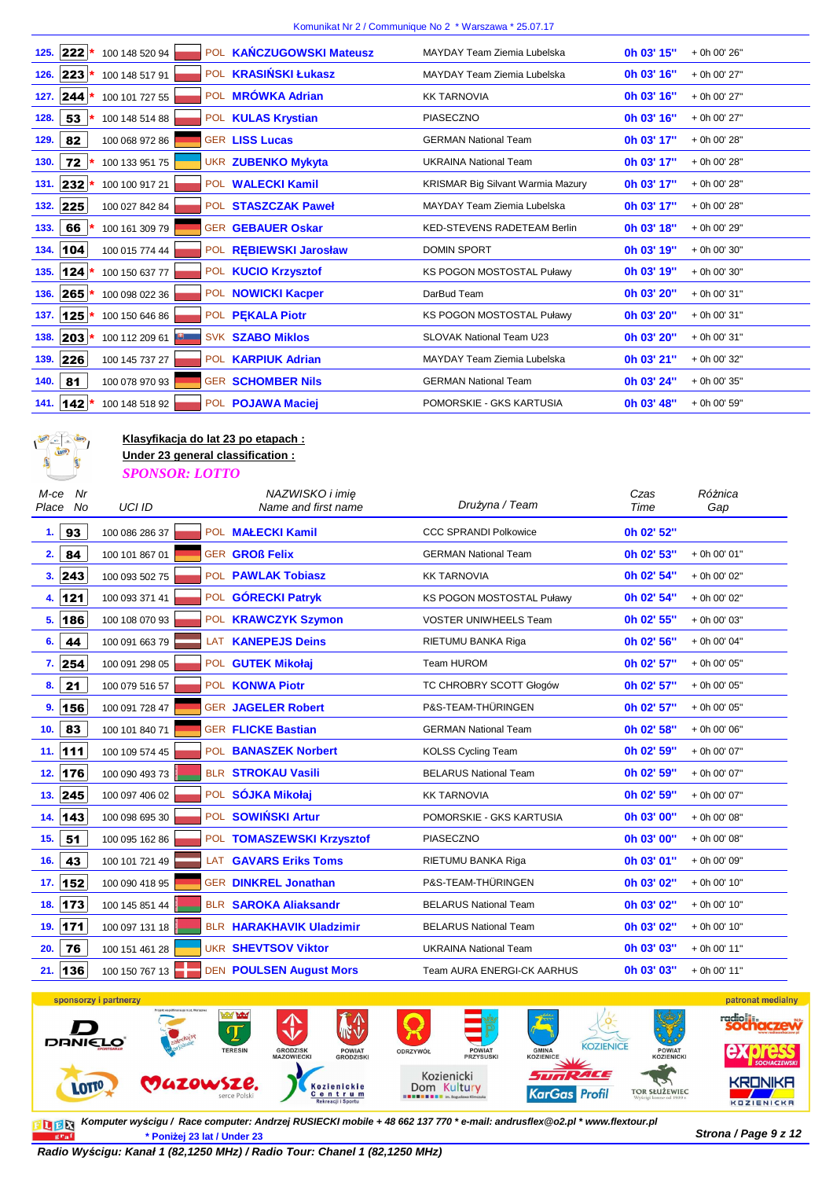| | | | | | | | |
|---|---|---|---|---|---|---|---|
| 125. | 222 * | 100 148 520 94 | POL | **KAŃCZUGOWSKI Mateusz** | MAYDAY Team Ziemia Lubelska | **0h 03' 15"** | + 0h 00' 26" |
| 126. | 223 * | 100 148 517 91 | POL | **KRASIŃSKI Łukasz** | MAYDAY Team Ziemia Lubelska | **0h 03' 16"** | + 0h 00' 27" |
| 127. | 244 * | 100 101 727 55 | POL | **MRÓWKA Adrian** | KK TARNOVIA | **0h 03' 16"** | + 0h 00' 27" |
| 128. | 53 * | 100 148 514 88 | POL | **KULAS Krystian** | PIASECZNO | **0h 03' 16"** | + 0h 00' 27" |
| 129. | 82 | 100 068 972 86 | GER | **LISS Lucas** | GERMAN National Team | **0h 03' 17"** | + 0h 00' 28" |
| 130. | 72 * | 100 133 951 75 | UKR | **ZUBENKO Mykyta** | UKRAINA National Team | **0h 03' 17"** | + 0h 00' 28" |
| 131. | 232 * | 100 100 917 21 | POL | **WALECKI Kamil** | KRISMAR Big Silvant Warmia Mazury | **0h 03' 17"** | + 0h 00' 28" |
| 132. | 225 | 100 027 842 84 | POL | **STASZCZAK Paweł** | MAYDAY Team Ziemia Lubelska | **0h 03' 17"** | + 0h 00' 28" |
| 133. | 66 * | 100 161 309 79 | GER | **GEBAUER Oskar** | KED-STEVENS RADETEAM Berlin | **0h 03' 18"** | + 0h 00' 29" |
| 134. | 104 | 100 015 774 44 | POL | **RĘBIEWSKI Jarosław** | DOMIN SPORT | **0h 03' 19"** | + 0h 00' 30" |
| 135. | 124 * | 100 150 637 77 | POL | **KUCIO Krzysztof** | KS POGON MOSTOSTAL Puławy | **0h 03' 19"** | + 0h 00' 30" |
| 136. | 265 * | 100 098 022 36 | POL | **NOWICKI Kacper** | DarBud Team | **0h 03' 20"** | + 0h 00' 31" |
| 137. | 125 * | 100 150 646 86 | POL | **PĘKALA Piotr** | KS POGON MOSTOSTAL Puławy | **0h 03' 20"** | + 0h 00' 31" |
| 138. | 203 * | 100 112 209 61 | SVK | **SZABO Miklos** | SLOVAK National Team U23 | **0h 03' 20"** | + 0h 00' 31" |
| 139. | 226 | 100 145 737 27 | POL | **KARPIUK Adrian** | MAYDAY Team Ziemia Lubelska | **0h 03' 21"** | + 0h 00' 32" |
| 140. | 81 | 100 078 970 93 | GER | **SCHOMBER Nils** | GERMAN National Team | **0h 03' 24"** | + 0h 00' 35" |
| 141. | 142 * | 100 148 518 92 | POL | **POJAWA Maciej** | POMORSKIE - GKS KARTUSIA | **0h 03' 48"** | + 0h 00' 59" |

**Klasyfikacja do lat 23 po etapach :**
**Under 23 general classification :**
*SPONSOR: LOTTO*

| M-ce Place | Nr No | UCI ID | | NAZWISKO i imię Name and first name | Drużyna / Team | Czas Time | Różnica Gap |
|---|---|---|---|---|---|---|---|
| 1. | 93 | 100 086 286 37 | POL | **MAŁECKI Kamil** | CCC SPRANDI Polkowice | **0h 02' 52"** | |
| 2. | 84 | 100 101 867 01 | GER | **GROß Felix** | GERMAN National Team | **0h 02' 53"** | + 0h 00' 01" |
| 3. | 243 | 100 093 502 75 | POL | **PAWLAK Tobiasz** | KK TARNOVIA | **0h 02' 54"** | + 0h 00' 02" |
| 4. | 121 | 100 093 371 41 | POL | **GÓRECKI Patryk** | KS POGON MOSTOSTAL Puławy | **0h 02' 54"** | + 0h 00' 02" |
| 5. | 186 | 100 108 070 93 | POL | **KRAWCZYK Szymon** | VOSTER UNIWHEELS Team | **0h 02' 55"** | + 0h 00' 03" |
| 6. | 44 | 100 091 663 79 | LAT | **KANEPEJS Deins** | RIETUMU BANKA Riga | **0h 02' 56"** | + 0h 00' 04" |
| 7. | 254 | 100 091 298 05 | POL | **GUTEK Mikołaj** | Team HUROM | **0h 02' 57"** | + 0h 00' 05" |
| 8. | 21 | 100 079 516 57 | POL | **KONWA Piotr** | TC CHROBRY SCOTT Głogów | **0h 02' 57"** | + 0h 00' 05" |
| 9. | 156 | 100 091 728 47 | GER | **JAGELER Robert** | P&S-TEAM-THÜRINGEN | **0h 02' 57"** | + 0h 00' 05" |
| 10. | 83 | 100 101 840 71 | GER | **FLICKE Bastian** | GERMAN National Team | **0h 02' 58"** | + 0h 00' 06" |
| 11. | 111 | 100 109 574 45 | POL | **BANASZEK Norbert** | KOLSS Cycling Team | **0h 02' 59"** | + 0h 00' 07" |
| 12. | 176 | 100 090 493 73 | BLR | **STROKAU Vasili** | BELARUS National Team | **0h 02' 59"** | + 0h 00' 07" |
| 13. | 245 | 100 097 406 02 | POL | **SÓJKA Mikołaj** | KK TARNOVIA | **0h 02' 59"** | + 0h 00' 07" |
| 14. | 143 | 100 098 695 30 | POL | **SOWIŃSKI Artur** | POMORSKIE - GKS KARTUSIA | **0h 03' 00"** | + 0h 00' 08" |
| 15. | 51 | 100 095 162 86 | POL | **TOMASZEWSKI Krzysztof** | PIASECZNO | **0h 03' 00"** | + 0h 00' 08" |
| 16. | 43 | 100 101 721 49 | LAT | **GAVARS Eriks Toms** | RIETUMU BANKA Riga | **0h 03' 01"** | + 0h 00' 09" |
| 17. | 152 | 100 090 418 95 | GER | **DINKREL Jonathan** | P&S-TEAM-THÜRINGEN | **0h 03' 02"** | + 0h 00' 10" |
| 18. | 173 | 100 145 851 44 | BLR | **SAROKA Aliaksandr** | BELARUS National Team | **0h 03' 02"** | + 0h 00' 10" |
| 19. | 171 | 100 097 131 18 | BLR | **HARAKHAVIK Uladzimir** | BELARUS National Team | **0h 03' 02"** | + 0h 00' 10" |
| 20. | 76 | 100 151 461 28 | UKR | **SHEVTSOV Viktor** | UKRAINA National Team | **0h 03' 03"** | + 0h 00' 11" |
| 21. | 136 | 100 150 767 13 | DEN | **POULSEN August Mors** | Team AURA ENERGI-CK AARHUS | **0h 03' 03"** | + 0h 00' 11" |

*Komputer wyścigu / Race computer: Andrzej RUSIECKI mobile + 48 662 137 770 * e-mail: andrusflex@o2.pl * www.flextour.pl*

* Poniżej 23 lat / Under 23

*Radio Wyścigu: Kanał 1 (82,1250 MHz) / Radio Tour: Chanel 1 (82,1250 MHz)*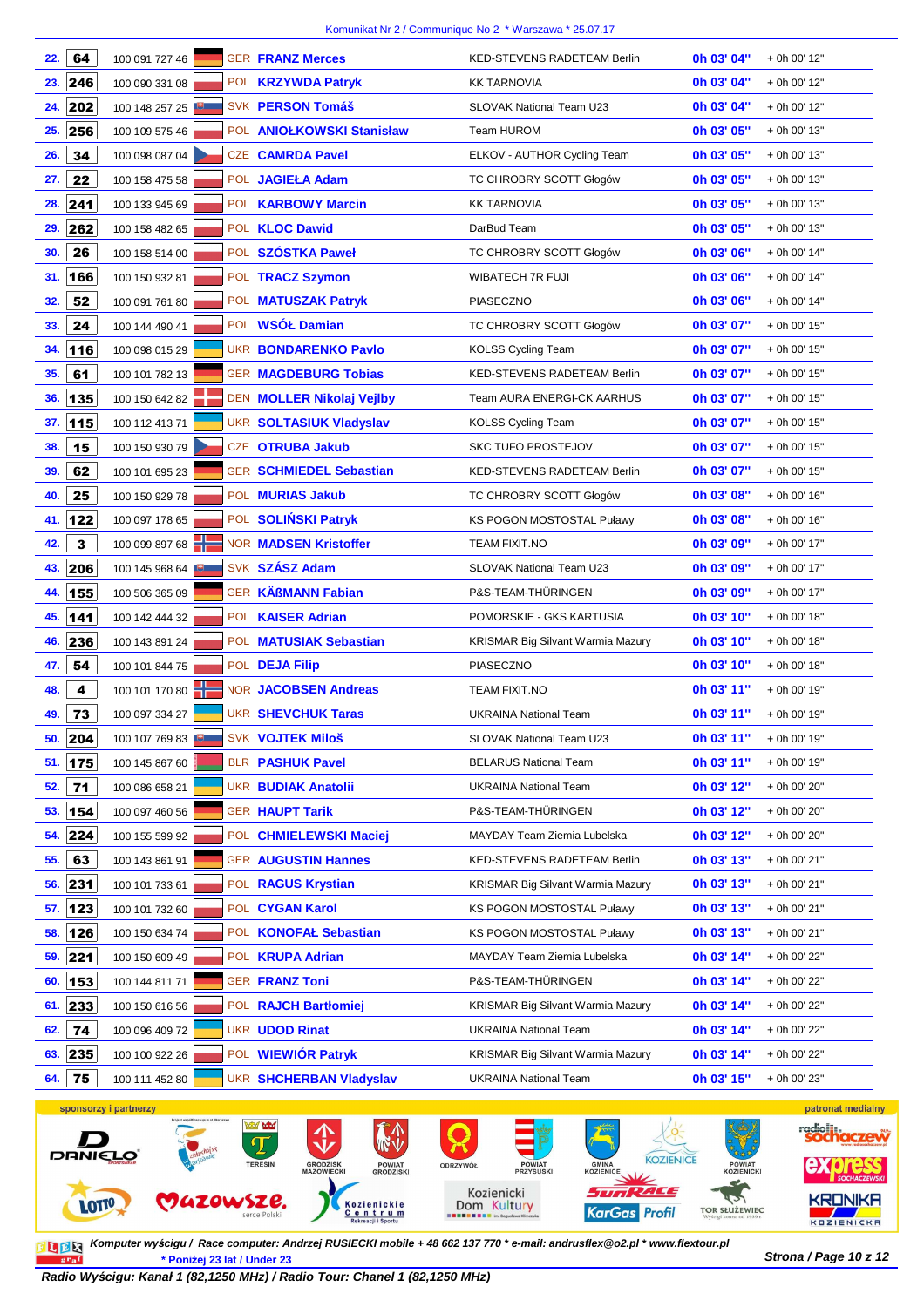Komunikat Nr 2 / Communique No 2 * Warszawa * 25.07.17

| Pos. | No | UCI ID | Nat | Name | Team | Time | Gap |
|---|---|---|---|---|---|---|---|
| 22. | 64 | 100 091 727 46 | GER | FRANZ Merces | KED-STEVENS RADETEAM Berlin | 0h 03' 04'' | + 0h 00' 12'' |
| 23. | 246 | 100 090 331 08 | POL | KRZYWDA Patryk | KK TARNOVIA | 0h 03' 04'' | + 0h 00' 12'' |
| 24. | 202 | 100 148 257 25 | SVK | PERSON Tomáš | SLOVAK National Team U23 | 0h 03' 04'' | + 0h 00' 12'' |
| 25. | 256 | 100 109 575 46 | POL | ANIOŁKOWSKI Stanisław | Team HUROM | 0h 03' 05'' | + 0h 00' 13'' |
| 26. | 34 | 100 098 087 04 | CZE | CAMRDA Pavel | ELKOV - AUTHOR Cycling Team | 0h 03' 05'' | + 0h 00' 13'' |
| 27. | 22 | 100 158 475 58 | POL | JAGIEŁA Adam | TC CHROBRY SCOTT Głogów | 0h 03' 05'' | + 0h 00' 13'' |
| 28. | 241 | 100 133 945 69 | POL | KARBOWY Marcin | KK TARNOVIA | 0h 03' 05'' | + 0h 00' 13'' |
| 29. | 262 | 100 158 482 65 | POL | KLOC Dawid | DarBud Team | 0h 03' 05'' | + 0h 00' 13'' |
| 30. | 26 | 100 158 514 00 | POL | SZÓSTKA Paweł | TC CHROBRY SCOTT Głogów | 0h 03' 06'' | + 0h 00' 14'' |
| 31. | 166 | 100 150 932 81 | POL | TRACZ Szymon | WIBATECH 7R FUJI | 0h 03' 06'' | + 0h 00' 14'' |
| 32. | 52 | 100 091 761 80 | POL | MATUSZAK Patryk | PIASECZNO | 0h 03' 06'' | + 0h 00' 14'' |
| 33. | 24 | 100 144 490 41 | POL | WSÓŁ Damian | TC CHROBRY SCOTT Głogów | 0h 03' 07'' | + 0h 00' 15'' |
| 34. | 116 | 100 098 015 29 | UKR | BONDARENKO Pavlo | KOLSS Cycling Team | 0h 03' 07'' | + 0h 00' 15'' |
| 35. | 61 | 100 101 782 13 | GER | MAGDEBURG Tobias | KED-STEVENS RADETEAM Berlin | 0h 03' 07'' | + 0h 00' 15'' |
| 36. | 135 | 100 150 642 82 | DEN | MOLLER Nikolaj Vejlby | Team AURA ENERGI-CK AARHUS | 0h 03' 07'' | + 0h 00' 15'' |
| 37. | 115 | 100 112 413 71 | UKR | SOLTASIUK Vladyslav | KOLSS Cycling Team | 0h 03' 07'' | + 0h 00' 15'' |
| 38. | 15 | 100 150 930 79 | CZE | OTRUBA Jakub | SKC TUFO PROSTEJOV | 0h 03' 07'' | + 0h 00' 15'' |
| 39. | 62 | 100 101 695 23 | GER | SCHMIEDEL Sebastian | KED-STEVENS RADETEAM Berlin | 0h 03' 07'' | + 0h 00' 15'' |
| 40. | 25 | 100 150 929 78 | POL | MURIAS Jakub | TC CHROBRY SCOTT Głogów | 0h 03' 08'' | + 0h 00' 16'' |
| 41. | 122 | 100 097 178 65 | POL | SOLIŃSKI Patryk | KS POGON MOSTOSTAL Puławy | 0h 03' 08'' | + 0h 00' 16'' |
| 42. | 3 | 100 099 897 68 | NOR | MADSEN Kristoffer | TEAM FIXIT.NO | 0h 03' 09'' | + 0h 00' 17'' |
| 43. | 206 | 100 145 968 64 | SVK | SZÁSZ Adam | SLOVAK National Team U23 | 0h 03' 09'' | + 0h 00' 17'' |
| 44. | 155 | 100 506 365 09 | GER | KÄßMANN Fabian | P&S-TEAM-THÜRINGEN | 0h 03' 09'' | + 0h 00' 17'' |
| 45. | 141 | 100 142 444 32 | POL | KAISER Adrian | POMORSKIE - GKS KARTUSIA | 0h 03' 10'' | + 0h 00' 18'' |
| 46. | 236 | 100 143 891 24 | POL | MATUSIAK Sebastian | KRISMAR Big Silvant Warmia Mazury | 0h 03' 10'' | + 0h 00' 18'' |
| 47. | 54 | 100 101 844 75 | POL | DEJA Filip | PIASECZNO | 0h 03' 10'' | + 0h 00' 18'' |
| 48. | 4 | 100 101 170 80 | NOR | JACOBSEN Andreas | TEAM FIXIT.NO | 0h 03' 11'' | + 0h 00' 19'' |
| 49. | 73 | 100 097 334 27 | UKR | SHEVCHUK Taras | UKRAINA National Team | 0h 03' 11'' | + 0h 00' 19'' |
| 50. | 204 | 100 107 769 83 | SVK | VOJTEK Miloš | SLOVAK National Team U23 | 0h 03' 11'' | + 0h 00' 19'' |
| 51. | 175 | 100 145 867 60 | BLR | PASHUK Pavel | BELARUS National Team | 0h 03' 11'' | + 0h 00' 19'' |
| 52. | 71 | 100 086 658 21 | UKR | BUDIAK Anatolii | UKRAINA National Team | 0h 03' 12'' | + 0h 00' 20'' |
| 53. | 154 | 100 097 460 56 | GER | HAUPT Tarik | P&S-TEAM-THÜRINGEN | 0h 03' 12'' | + 0h 00' 20'' |
| 54. | 224 | 100 155 599 92 | POL | CHMIELEWSKI Maciej | MAYDAY Team Ziemia Lubelska | 0h 03' 12'' | + 0h 00' 20'' |
| 55. | 63 | 100 143 861 91 | GER | AUGUSTIN Hannes | KED-STEVENS RADETEAM Berlin | 0h 03' 13'' | + 0h 00' 21'' |
| 56. | 231 | 100 101 733 61 | POL | RAGUS Krystian | KRISMAR Big Silvant Warmia Mazury | 0h 03' 13'' | + 0h 00' 21'' |
| 57. | 123 | 100 101 732 60 | POL | CYGAN Karol | KS POGON MOSTOSTAL Puławy | 0h 03' 13'' | + 0h 00' 21'' |
| 58. | 126 | 100 150 634 74 | POL | KONOFAŁ Sebastian | KS POGON MOSTOSTAL Puławy | 0h 03' 13'' | + 0h 00' 21'' |
| 59. | 221 | 100 150 609 49 | POL | KRUPA Adrian | MAYDAY Team Ziemia Lubelska | 0h 03' 14'' | + 0h 00' 22'' |
| 60. | 153 | 100 144 811 71 | GER | FRANZ Toni | P&S-TEAM-THÜRINGEN | 0h 03' 14'' | + 0h 00' 22'' |
| 61. | 233 | 100 150 616 56 | POL | RAJCH Bartłomiej | KRISMAR Big Silvant Warmia Mazury | 0h 03' 14'' | + 0h 00' 22'' |
| 62. | 74 | 100 096 409 72 | UKR | UDOD Rinat | UKRAINA National Team | 0h 03' 14'' | + 0h 00' 22'' |
| 63. | 235 | 100 100 922 26 | POL | WIEWIÓR Patryk | KRISMAR Big Silvant Warmia Mazury | 0h 03' 14'' | + 0h 00' 22'' |
| 64. | 75 | 100 111 452 80 | UKR | SHCHERBAN Vladyslav | UKRAINA National Team | 0h 03' 15'' | + 0h 00' 23'' |

sponsorzy i partnerzy — patronat medialny

Komputer wyścigu / Race computer: Andrzej RUSIECKI mobile + 48 662 137 770 * e-mail: andrusflex@o2.pl * www.flextour.pl

* Poniżej 23 lat / Under 23

Radio Wyścigu: Kanał 1 (82,1250 MHz) / Radio Tour: Chanel 1 (82,1250 MHz)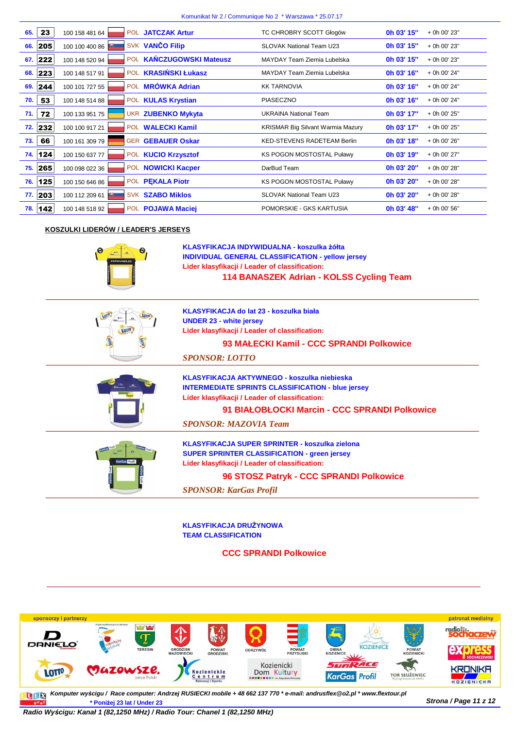| | | | | | | | |
|---|---|---|---|---|---|---|---|
| 65. | 23 | 100 158 481 64 | POL | **JATCZAK Artur** | TC CHROBRY SCOTT Głogów | **0h 03' 15"** | + 0h 00' 23" |
| 66. | 205 | 100 100 400 86 | SVK | **VANČO Filip** | SLOVAK National Team U23 | **0h 03' 15"** | + 0h 00' 23" |
| 67. | 222 | 100 148 520 94 | POL | **KAŃCZUGOWSKI Mateusz** | MAYDAY Team Ziemia Lubelska | **0h 03' 15"** | + 0h 00' 23" |
| 68. | 223 | 100 148 517 91 | POL | **KRASIŃSKI Łukasz** | MAYDAY Team Ziemia Lubelska | **0h 03' 16"** | + 0h 00' 24" |
| 69. | 244 | 100 101 727 55 | POL | **MRÓWKA Adrian** | KK TARNOVIA | **0h 03' 16"** | + 0h 00' 24" |
| 70. | 53 | 100 148 514 88 | POL | **KULAS Krystian** | PIASECZNO | **0h 03' 16"** | + 0h 00' 24" |
| 71. | 72 | 100 133 951 75 | UKR | **ZUBENKO Mykyta** | UKRAINA National Team | **0h 03' 17"** | + 0h 00' 25" |
| 72. | 232 | 100 100 917 21 | POL | **WALECKI Kamil** | KRISMAR Big Silvant Warmia Mazury | **0h 03' 17"** | + 0h 00' 25" |
| 73. | 66 | 100 161 309 79 | GER | **GEBAUER Oskar** | KED-STEVENS RADETEAM Berlin | **0h 03' 18"** | + 0h 00' 26" |
| 74. | 124 | 100 150 637 77 | POL | **KUCIO Krzysztof** | KS POGON MOSTOSTAL Puławy | **0h 03' 19"** | + 0h 00' 27" |
| 75. | 265 | 100 098 022 36 | POL | **NOWICKI Kacper** | DarBud Team | **0h 03' 20"** | + 0h 00' 28" |
| 76. | 125 | 100 150 646 86 | POL | **PĘKALA Piotr** | KS POGON MOSTOSTAL Puławy | **0h 03' 20"** | + 0h 00' 28" |
| 77. | 203 | 100 112 209 61 | SVK | **SZABO Miklos** | SLOVAK National Team U23 | **0h 03' 20"** | + 0h 00' 28" |
| 78. | 142 | 100 148 518 92 | POL | **POJAWA Maciej** | POMORSKIE - GKS KARTUSIA | **0h 03' 48"** | + 0h 00' 56" |

**KOSZULKI LIDERÓW / LEADER'S JERSEYS**

**KLASYFIKACJA INDYWIDUALNA - koszulka żółta**
**INDIVIDUAL GENERAL CLASSIFICATION - yellow jersey**
**Lider klasyfikacji / Leader of classification:**
**114 BANASZEK Adrian - KOLSS Cycling Team**

**KLASYFIKACJA do lat 23 - koszulka biała**
**UNDER 23 - white jersey**
**Lider klasyfikacji / Leader of classification:**
**93 MAŁECKI Kamil - CCC SPRANDI Polkowice**
***SPONSOR: LOTTO***

**KLASYFIKACJA AKTYWNEGO - koszulka niebieska**
**INTERMEDIATE SPRINTS CLASSIFICATION - blue jersey**
**Lider klasyfikacji / Leader of classification:**
**91 BIAŁOBŁOCKI Marcin - CCC SPRANDI Polkowice**
***SPONSOR: MAZOVIA Team***

**KLASYFIKACJA SUPER SPRINTER - koszulka zielona**
**SUPER SPRINTER CLASSIFICATION - green jersey**
**Lider klasyfikacji / Leader of classification:**
**96 STOSZ Patryk - CCC SPRANDI Polkowice**
***SPONSOR: KarGas Profil***

**KLASYFIKACJA DRUŻYNOWA**
**TEAM CLASSIFICATION**
**CCC SPRANDI Polkowice**

*Komputer wyścigu / Race computer: Andrzej RUSIECKI mobile + 48 662 137 770 * e-mail: andrusflex@o2.pl * www.flextour.pl*
* Poniżej 23 lat / Under 23

*Radio Wyścigu: Kanał 1 (82,1250 MHz) / Radio Tour: Chanel 1 (82,1250 MHz)*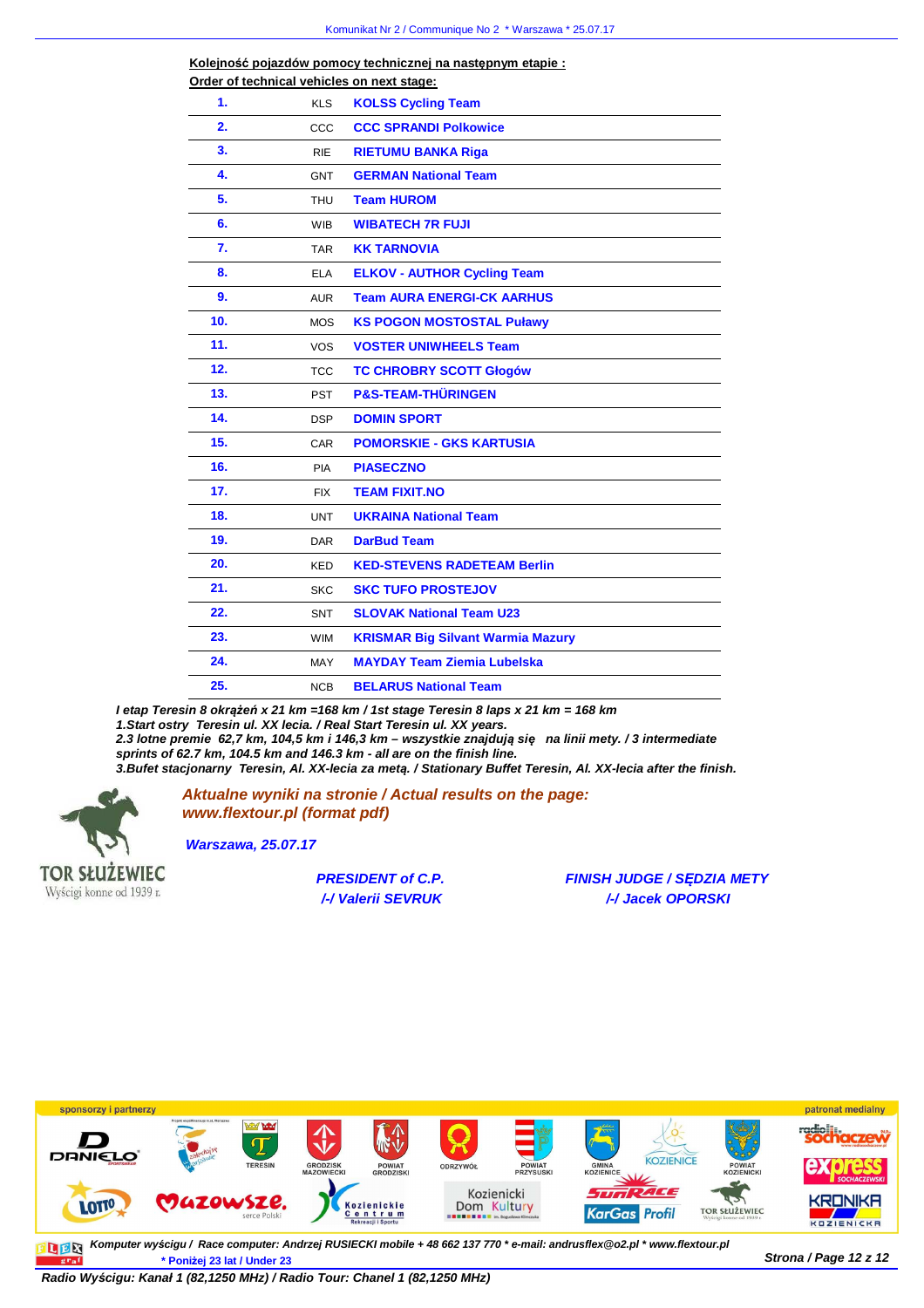**Kolejność pojazdów pomocy technicznej na następnym etapie :**
**Order of technical vehicles on next stage:**

| | | |
|---|---|---|
| **1.** | KLS | **KOLSS Cycling Team** |
| **2.** | CCC | **CCC SPRANDI Polkowice** |
| **3.** | RIE | **RIETUMU BANKA Riga** |
| **4.** | GNT | **GERMAN National Team** |
| **5.** | THU | **Team HUROM** |
| **6.** | WIB | **WIBATECH 7R FUJI** |
| **7.** | TAR | **KK TARNOVIA** |
| **8.** | ELA | **ELKOV - AUTHOR Cycling Team** |
| **9.** | AUR | **Team AURA ENERGI-CK AARHUS** |
| **10.** | MOS | **KS POGON MOSTOSTAL Puławy** |
| **11.** | VOS | **VOSTER UNIWHEELS Team** |
| **12.** | TCC | **TC CHROBRY SCOTT Głogów** |
| **13.** | PST | **P&S-TEAM-THÜRINGEN** |
| **14.** | DSP | **DOMIN SPORT** |
| **15.** | CAR | **POMORSKIE - GKS KARTUSIA** |
| **16.** | PIA | **PIASECZNO** |
| **17.** | FIX | **TEAM FIXIT.NO** |
| **18.** | UNT | **UKRAINA National Team** |
| **19.** | DAR | **DarBud Team** |
| **20.** | KED | **KED-STEVENS RADETEAM Berlin** |
| **21.** | SKC | **SKC TUFO PROSTEJOV** |
| **22.** | SNT | **SLOVAK National Team U23** |
| **23.** | WIM | **KRISMAR Big Silvant Warmia Mazury** |
| **24.** | MAY | **MAYDAY Team Ziemia Lubelska** |
| **25.** | NCB | **BELARUS National Team** |

***I etap Teresin 8 okrążeń x 21 km =168 km / 1st stage Teresin 8 laps x 21 km = 168 km***
***1.Start ostry Teresin ul. XX lecia. / Real Start Teresin ul. XX years.***
***2.3 lotne premie 62,7 km, 104,5 km i 146,3 km – wszystkie znajdują się na linii mety. / 3 intermediate sprints of 62.7 km, 104.5 km and 146.3 km - all are on the finish line.***
***3.Bufet stacjonarny Teresin, Al. XX-lecia za metą. / Stationary Buffet Teresin, Al. XX-lecia after the finish.***

TOR SŁUŻEWIEC
Wyścigi konne od 1939 r.

***Aktualne wyniki na stronie / Actual results on the page:***
***www.flextour.pl (format pdf)***

***Warszawa, 25.07.17***

***PRESIDENT of C.P.***
***/-/ Valerii SEVRUK***

***FINISH JUDGE / SĘDZIA METY***
***/-/ Jacek OPORSKI***

sponsorzy i partnerzy — patronat medialny

***Komputer wyścigu / Race computer: Andrzej RUSIECKI mobile + 48 662 137 770 * e-mail: andrusflex@o2.pl * www.flextour.pl***
***\* Poniżej 23 lat / Under 23***

***Radio Wyścigu: Kanał 1 (82,1250 MHz) / Radio Tour: Chanel 1 (82,1250 MHz)***